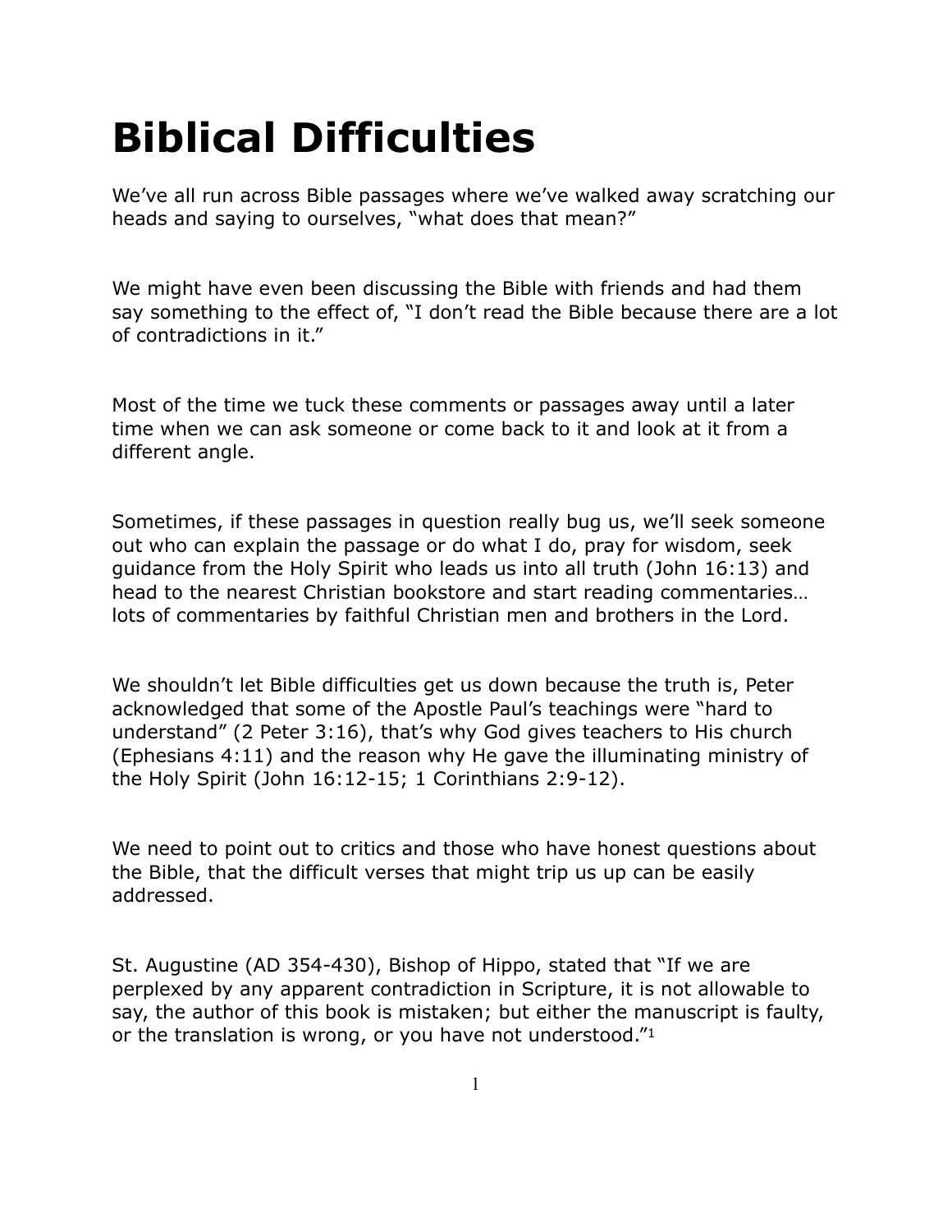# Biblical Difficulties

We've all run across Bible passages where we've walked away scratching our heads and saying to ourselves, "what does that mean?"

We might have even been discussing the Bible with friends and had them say something to the effect of, "I don't read the Bible because there are a lot of contradictions in it."

Most of the time we tuck these comments or passages away until a later time when we can ask someone or come back to it and look at it from a different angle.

Sometimes, if these passages in question really bug us, we'll seek someone out who can explain the passage or do what I do, pray for wisdom, seek guidance from the Holy Spirit who leads us into all truth (John 16:13) and head to the nearest Christian bookstore and start reading commentaries… lots of commentaries by faithful Christian men and brothers in the Lord.

We shouldn't let Bible difficulties get us down because the truth is, Peter acknowledged that some of the Apostle Paul's teachings were "hard to understand" (2 Peter 3:16), that's why God gives teachers to His church (Ephesians 4:11) and the reason why He gave the illuminating ministry of the Holy Spirit (John 16:12-15; 1 Corinthians 2:9-12).

We need to point out to critics and those who have honest questions about the Bible, that the difficult verses that might trip us up can be easily addressed.

St. Augustine (AD 354-430), Bishop of Hippo, stated that "If we are perplexed by any apparent contradiction in Scripture, it is not allowable to say, the author of this book is mistaken; but either the manuscript is faulty, or the translation is wrong, or you have not understood."[1]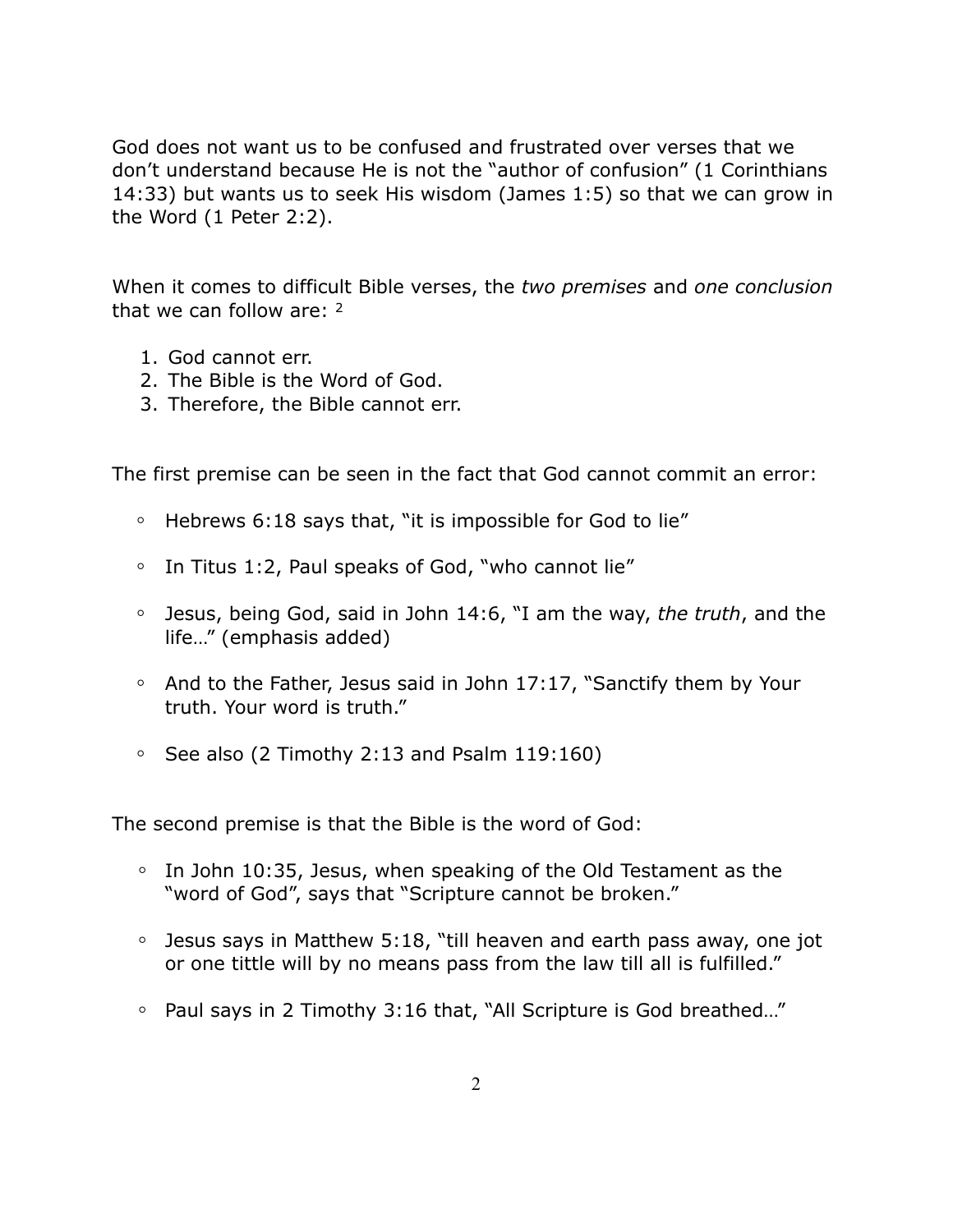God does not want us to be confused and frustrated over verses that we don't understand because He is not the "author of confusion" (1 Corinthians 14:33) but wants us to seek His wisdom (James 1:5) so that we can grow in the Word (1 Peter 2:2).

When it comes to difficult Bible verses, the *two premises* and *one conclusion* that we can follow are: [2]

1. God cannot err.
2. The Bible is the Word of God.
3. Therefore, the Bible cannot err.

The first premise can be seen in the fact that God cannot commit an error:

- Hebrews 6:18 says that, "it is impossible for God to lie"
- In Titus 1:2, Paul speaks of God, "who cannot lie"
- Jesus, being God, said in John 14:6, "I am the way, *the truth*, and the life…" (emphasis added)
- And to the Father, Jesus said in John 17:17, "Sanctify them by Your truth. Your word is truth."
- See also (2 Timothy 2:13 and Psalm 119:160)

The second premise is that the Bible is the word of God:

- In John 10:35, Jesus, when speaking of the Old Testament as the "word of God", says that "Scripture cannot be broken."
- Jesus says in Matthew 5:18, "till heaven and earth pass away, one jot or one tittle will by no means pass from the law till all is fulfilled."
- Paul says in 2 Timothy 3:16 that, "All Scripture is God breathed…"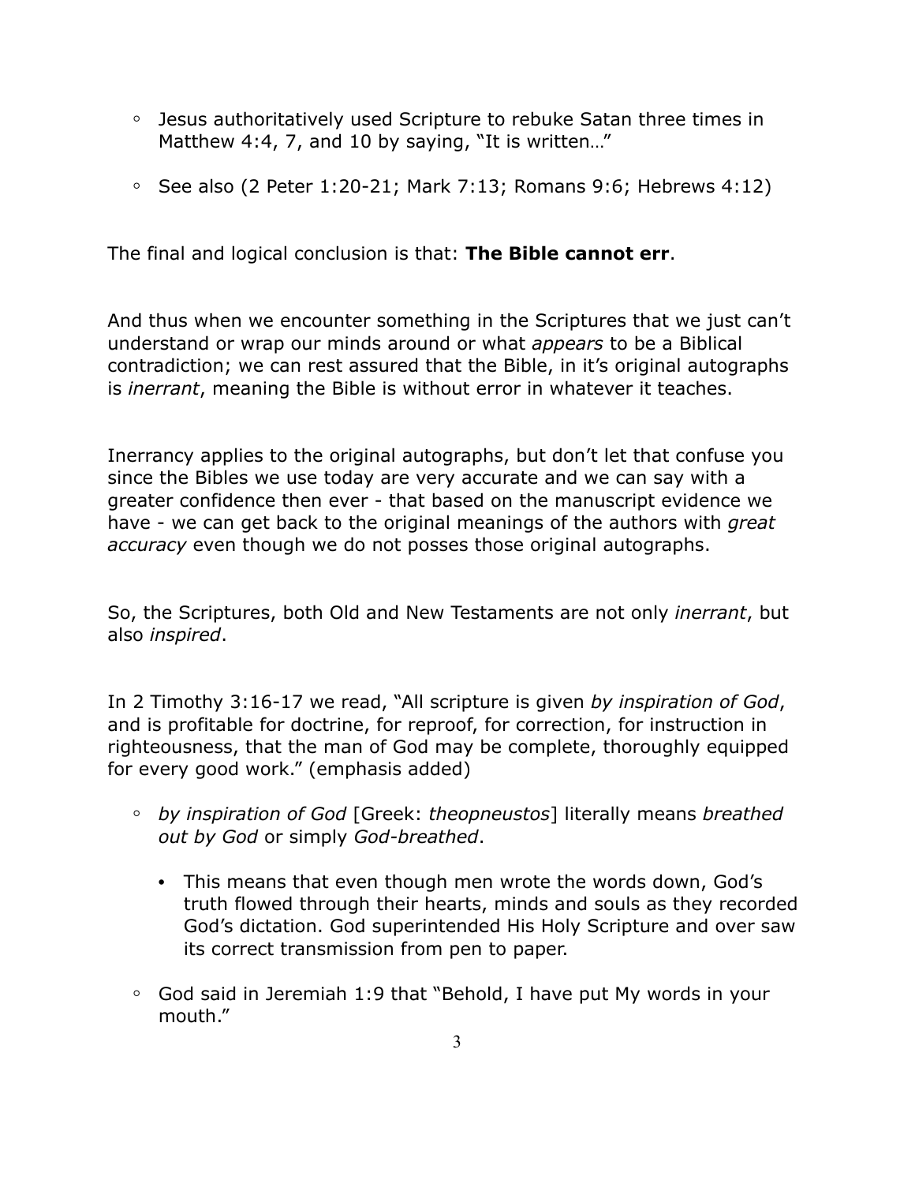- Jesus authoritatively used Scripture to rebuke Satan three times in Matthew 4:4, 7, and 10 by saying, "It is written…"

- See also (2 Peter 1:20-21; Mark 7:13; Romans 9:6; Hebrews 4:12)

The final and logical conclusion is that: **The Bible cannot err**.

And thus when we encounter something in the Scriptures that we just can't understand or wrap our minds around or what *appears* to be a Biblical contradiction; we can rest assured that the Bible, in it's original autographs is *inerrant*, meaning the Bible is without error in whatever it teaches.

Inerrancy applies to the original autographs, but don't let that confuse you since the Bibles we use today are very accurate and we can say with a greater confidence then ever - that based on the manuscript evidence we have - we can get back to the original meanings of the authors with *great accuracy* even though we do not posses those original autographs.

So, the Scriptures, both Old and New Testaments are not only *inerrant*, but also *inspired*.

In 2 Timothy 3:16-17 we read, "All scripture is given *by inspiration of God*, and is profitable for doctrine, for reproof, for correction, for instruction in righteousness, that the man of God may be complete, thoroughly equipped for every good work." (emphasis added)

- *by inspiration of God* [Greek: *theopneustos*] literally means *breathed out by God* or simply *God-breathed*.

  - This means that even though men wrote the words down, God's truth flowed through their hearts, minds and souls as they recorded God's dictation. God superintended His Holy Scripture and over saw its correct transmission from pen to paper.

- God said in Jeremiah 1:9 that "Behold, I have put My words in your mouth."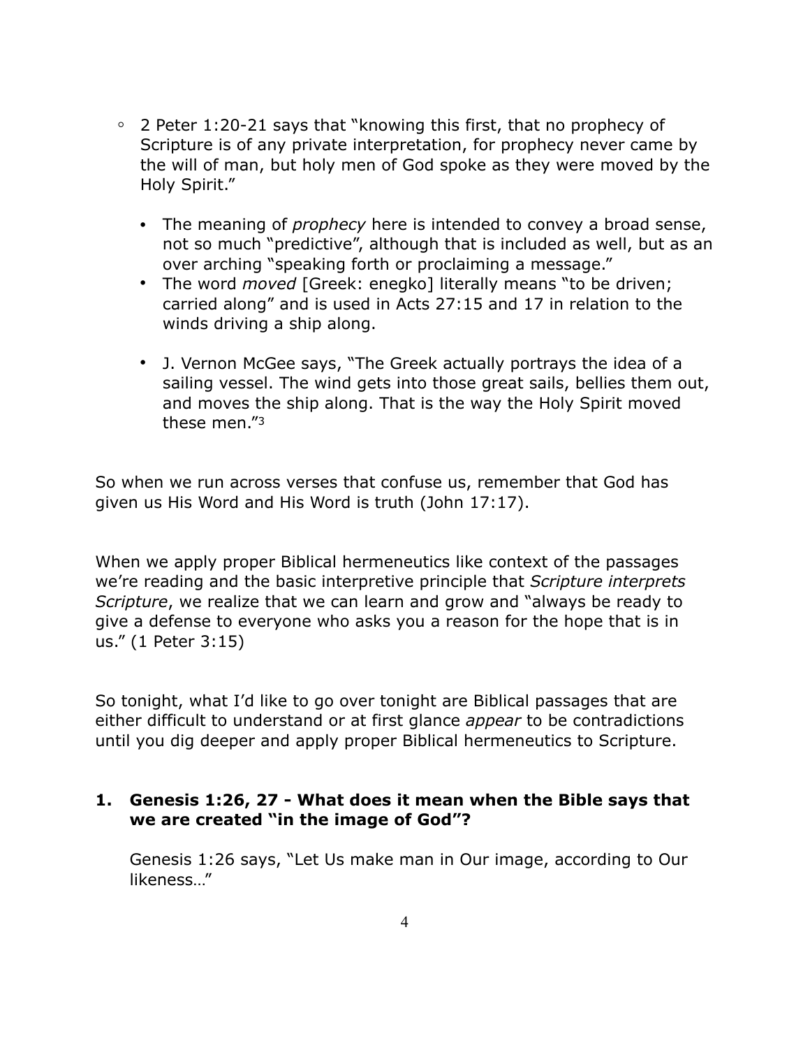- 2 Peter 1:20-21 says that "knowing this first, that no prophecy of Scripture is of any private interpretation, for prophecy never came by the will of man, but holy men of God spoke as they were moved by the Holy Spirit."

    - The meaning of *prophecy* here is intended to convey a broad sense, not so much "predictive", although that is included as well, but as an over arching "speaking forth or proclaiming a message."
    - The word *moved* [Greek: enegko] literally means "to be driven; carried along" and is used in Acts 27:15 and 17 in relation to the winds driving a ship along.
    - J. Vernon McGee says, "The Greek actually portrays the idea of a sailing vessel. The wind gets into those great sails, bellies them out, and moves the ship along. That is the way the Holy Spirit moved these men."[3]

So when we run across verses that confuse us, remember that God has given us His Word and His Word is truth (John 17:17).

When we apply proper Biblical hermeneutics like context of the passages we're reading and the basic interpretive principle that *Scripture interprets Scripture*, we realize that we can learn and grow and "always be ready to give a defense to everyone who asks you a reason for the hope that is in us." (1 Peter 3:15)

So tonight, what I'd like to go over tonight are Biblical passages that are either difficult to understand or at first glance *appear* to be contradictions until you dig deeper and apply proper Biblical hermeneutics to Scripture.

1. **Genesis 1:26, 27 - What does it mean when the Bible says that we are created "in the image of God"?**

    Genesis 1:26 says, "Let Us make man in Our image, according to Our likeness…"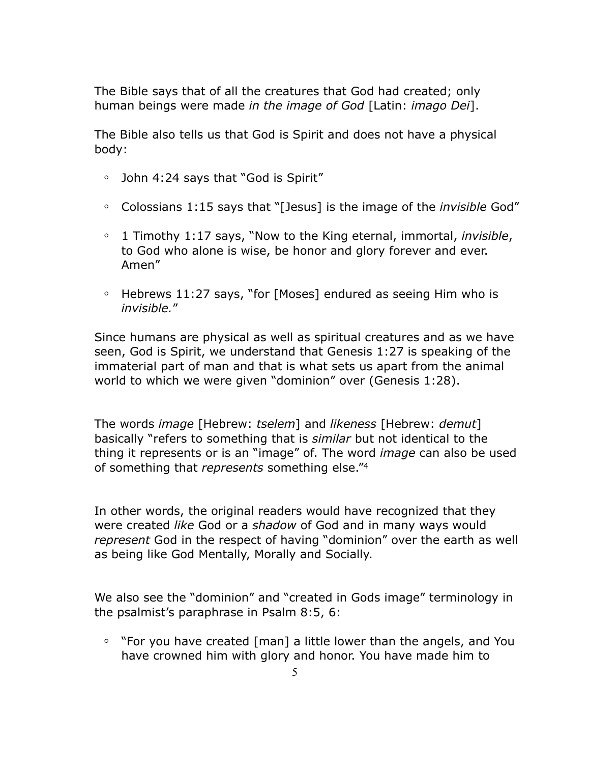The Bible says that of all the creatures that God had created; only human beings were made *in the image of God* [Latin: *imago Dei*].

The Bible also tells us that God is Spirit and does not have a physical body:

- John 4:24 says that “God is Spirit”
- Colossians 1:15 says that “[Jesus] is the image of the *invisible* God”
- 1 Timothy 1:17 says, “Now to the King eternal, immortal, *invisible*, to God who alone is wise, be honor and glory forever and ever. Amen”
- Hebrews 11:27 says, “for [Moses] endured as seeing Him who is *invisible.*”

Since humans are physical as well as spiritual creatures and as we have seen, God is Spirit, we understand that Genesis 1:27 is speaking of the immaterial part of man and that is what sets us apart from the animal world to which we were given “dominion” over (Genesis 1:28).

The words *image* [Hebrew: *tselem*] and *likeness* [Hebrew: *demut*] basically “refers to something that is *similar* but not identical to the thing it represents or is an “image” of. The word *image* can also be used of something that *represents* something else.”[4]

In other words, the original readers would have recognized that they were created *like* God or a *shadow* of God and in many ways would *represent* God in the respect of having “dominion” over the earth as well as being like God Mentally, Morally and Socially.

We also see the “dominion” and “created in Gods image” terminology in the psalmist’s paraphrase in Psalm 8:5, 6:

- “For you have created [man] a little lower than the angels, and You have crowned him with glory and honor. You have made him to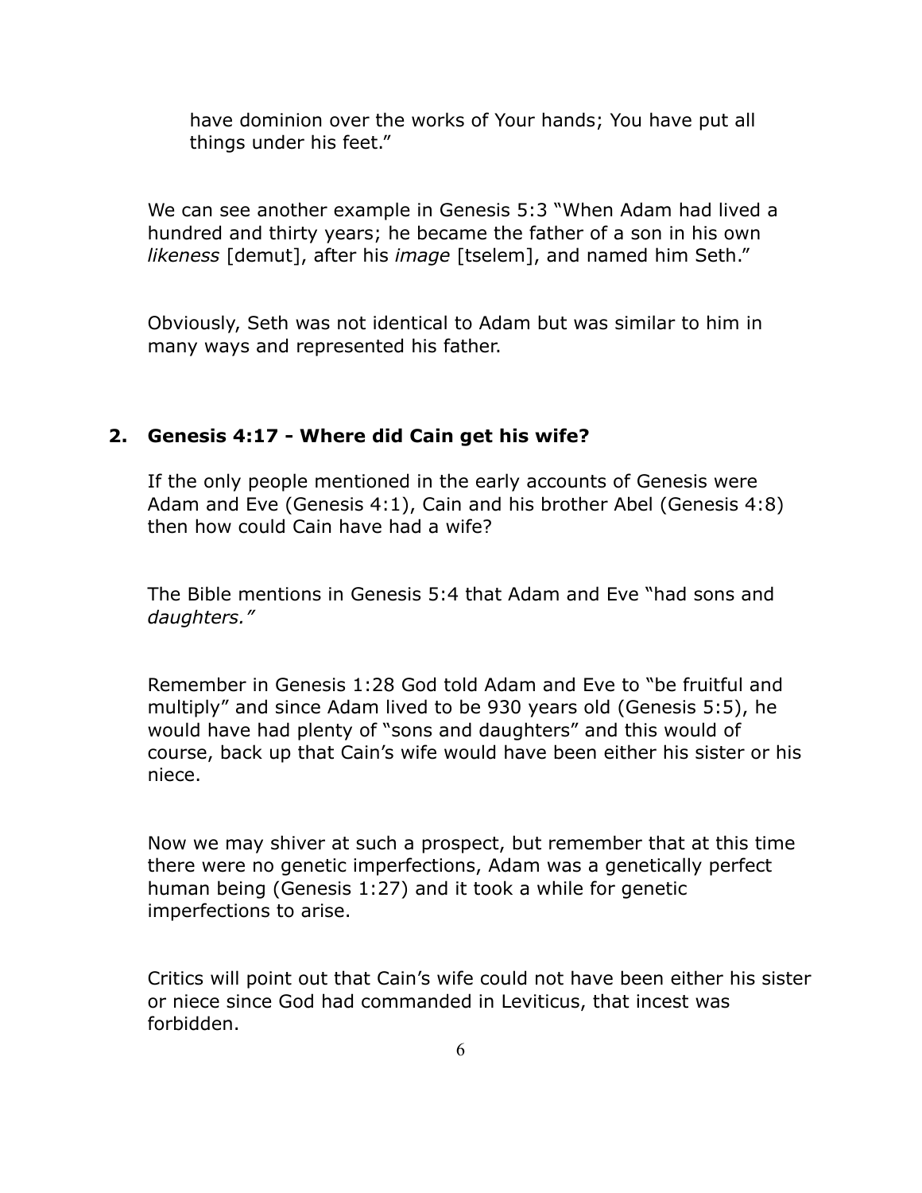> have dominion over the works of Your hands; You have put all things under his feet."

We can see another example in Genesis 5:3 "When Adam had lived a hundred and thirty years; he became the father of a son in his own *likeness* [demut], after his *image* [tselem], and named him Seth."

Obviously, Seth was not identical to Adam but was similar to him in many ways and represented his father.

## 2. Genesis 4:17 - Where did Cain get his wife?

If the only people mentioned in the early accounts of Genesis were Adam and Eve (Genesis 4:1), Cain and his brother Abel (Genesis 4:8) then how could Cain have had a wife?

The Bible mentions in Genesis 5:4 that Adam and Eve "had sons and *daughters."*

Remember in Genesis 1:28 God told Adam and Eve to "be fruitful and multiply" and since Adam lived to be 930 years old (Genesis 5:5), he would have had plenty of "sons and daughters" and this would of course, back up that Cain's wife would have been either his sister or his niece.

Now we may shiver at such a prospect, but remember that at this time there were no genetic imperfections, Adam was a genetically perfect human being (Genesis 1:27) and it took a while for genetic imperfections to arise.

Critics will point out that Cain's wife could not have been either his sister or niece since God had commanded in Leviticus, that incest was forbidden.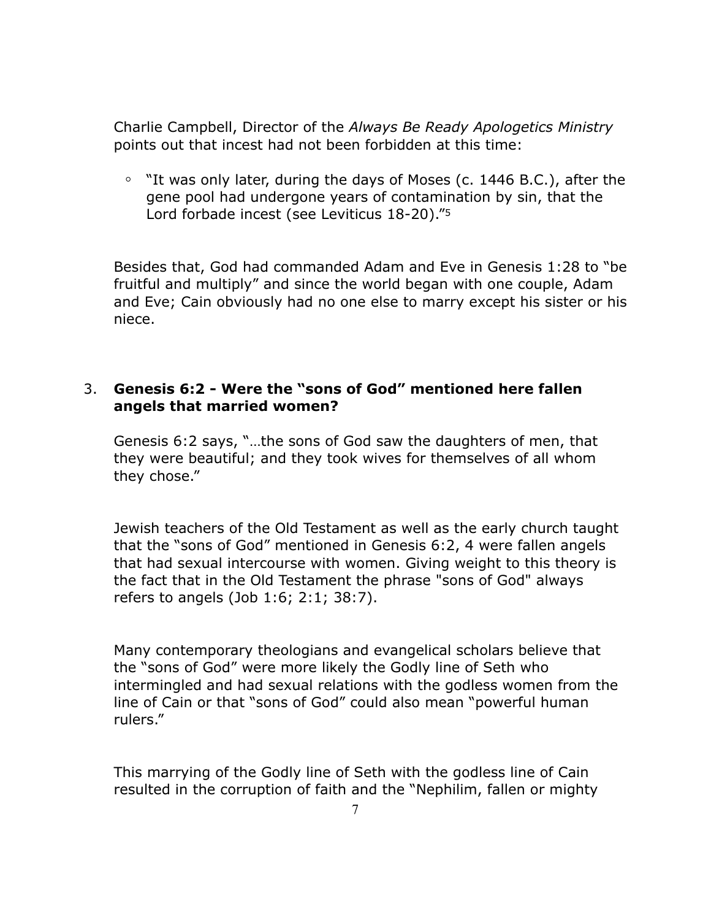Charlie Campbell, Director of the *Always Be Ready Apologetics Ministry* points out that incest had not been forbidden at this time:

- "It was only later, during the days of Moses (c. 1446 B.C.), after the gene pool had undergone years of contamination by sin, that the Lord forbade incest (see Leviticus 18-20)."[5]

Besides that, God had commanded Adam and Eve in Genesis 1:28 to "be fruitful and multiply" and since the world began with one couple, Adam and Eve; Cain obviously had no one else to marry except his sister or his niece.

3. **Genesis 6:2 - Were the "sons of God" mentioned here fallen angels that married women?**

   Genesis 6:2 says, "…the sons of God saw the daughters of men, that they were beautiful; and they took wives for themselves of all whom they chose."

   Jewish teachers of the Old Testament as well as the early church taught that the "sons of God" mentioned in Genesis 6:2, 4 were fallen angels that had sexual intercourse with women. Giving weight to this theory is the fact that in the Old Testament the phrase "sons of God" always refers to angels (Job 1:6; 2:1; 38:7).

   Many contemporary theologians and evangelical scholars believe that the "sons of God" were more likely the Godly line of Seth who intermingled and had sexual relations with the godless women from the line of Cain or that "sons of God" could also mean "powerful human rulers."

   This marrying of the Godly line of Seth with the godless line of Cain resulted in the corruption of faith and the "Nephilim, fallen or mighty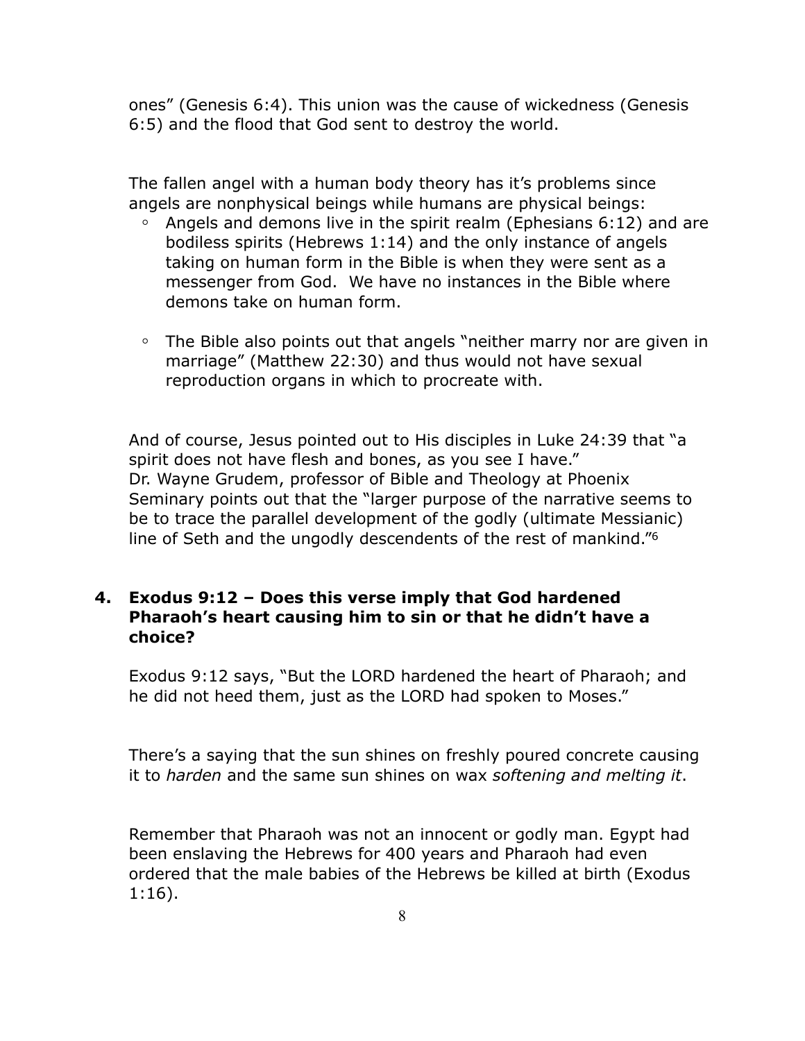ones" (Genesis 6:4). This union was the cause of wickedness (Genesis 6:5) and the flood that God sent to destroy the world.

The fallen angel with a human body theory has it's problems since angels are nonphysical beings while humans are physical beings:

- Angels and demons live in the spirit realm (Ephesians 6:12) and are bodiless spirits (Hebrews 1:14) and the only instance of angels taking on human form in the Bible is when they were sent as a messenger from God. We have no instances in the Bible where demons take on human form.

- The Bible also points out that angels "neither marry nor are given in marriage" (Matthew 22:30) and thus would not have sexual reproduction organs in which to procreate with.

And of course, Jesus pointed out to His disciples in Luke 24:39 that "a spirit does not have flesh and bones, as you see I have." Dr. Wayne Grudem, professor of Bible and Theology at Phoenix Seminary points out that the "larger purpose of the narrative seems to be to trace the parallel development of the godly (ultimate Messianic) line of Seth and the ungodly descendents of the rest of mankind."[6]

### 4. Exodus 9:12 – Does this verse imply that God hardened Pharaoh's heart causing him to sin or that he didn't have a choice?

Exodus 9:12 says, "But the LORD hardened the heart of Pharaoh; and he did not heed them, just as the LORD had spoken to Moses."

There's a saying that the sun shines on freshly poured concrete causing it to *harden* and the same sun shines on wax *softening and melting it*.

Remember that Pharaoh was not an innocent or godly man. Egypt had been enslaving the Hebrews for 400 years and Pharaoh had even ordered that the male babies of the Hebrews be killed at birth (Exodus 1:16).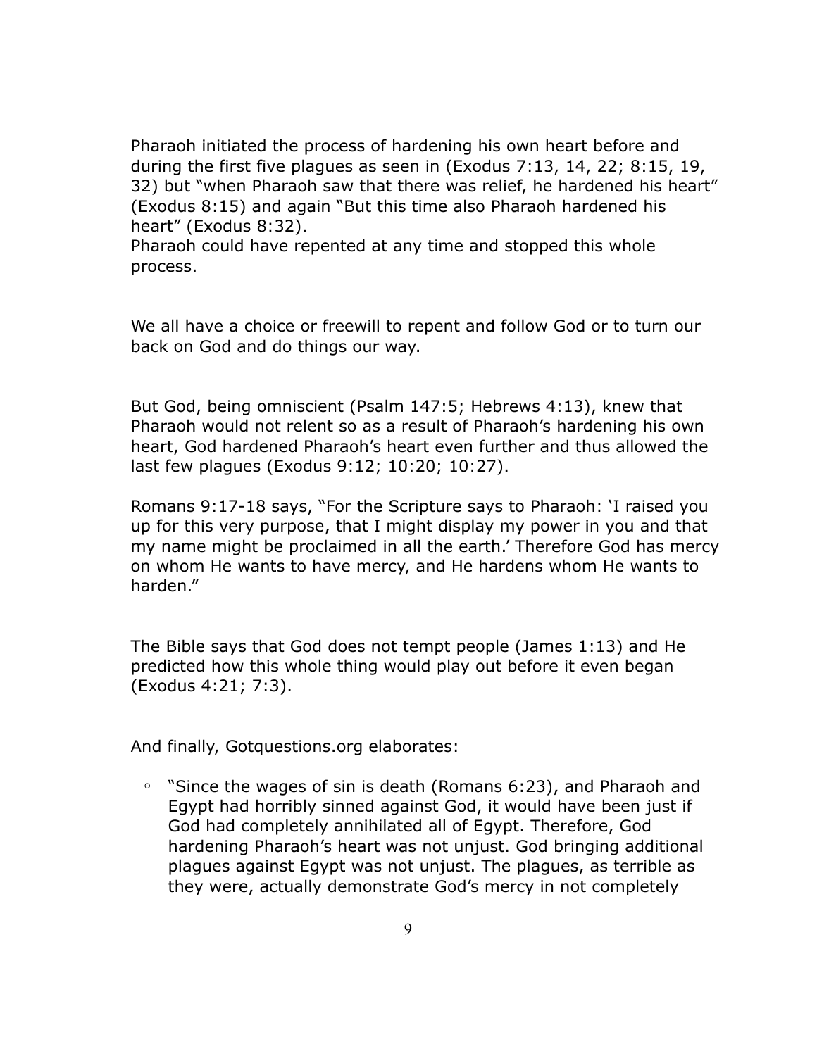Pharaoh initiated the process of hardening his own heart before and during the first five plagues as seen in (Exodus 7:13, 14, 22; 8:15, 19, 32) but "when Pharaoh saw that there was relief, he hardened his heart" (Exodus 8:15) and again "But this time also Pharaoh hardened his heart" (Exodus 8:32).
Pharaoh could have repented at any time and stopped this whole process.

We all have a choice or freewill to repent and follow God or to turn our back on God and do things our way.

But God, being omniscient (Psalm 147:5; Hebrews 4:13), knew that Pharaoh would not relent so as a result of Pharaoh's hardening his own heart, God hardened Pharaoh's heart even further and thus allowed the last few plagues (Exodus 9:12; 10:20; 10:27).

Romans 9:17-18 says, "For the Scripture says to Pharaoh: 'I raised you up for this very purpose, that I might display my power in you and that my name might be proclaimed in all the earth.' Therefore God has mercy on whom He wants to have mercy, and He hardens whom He wants to harden."

The Bible says that God does not tempt people (James 1:13) and He predicted how this whole thing would play out before it even began (Exodus 4:21; 7:3).

And finally, Gotquestions.org elaborates:

- "Since the wages of sin is death (Romans 6:23), and Pharaoh and Egypt had horribly sinned against God, it would have been just if God had completely annihilated all of Egypt. Therefore, God hardening Pharaoh's heart was not unjust. God bringing additional plagues against Egypt was not unjust. The plagues, as terrible as they were, actually demonstrate God's mercy in not completely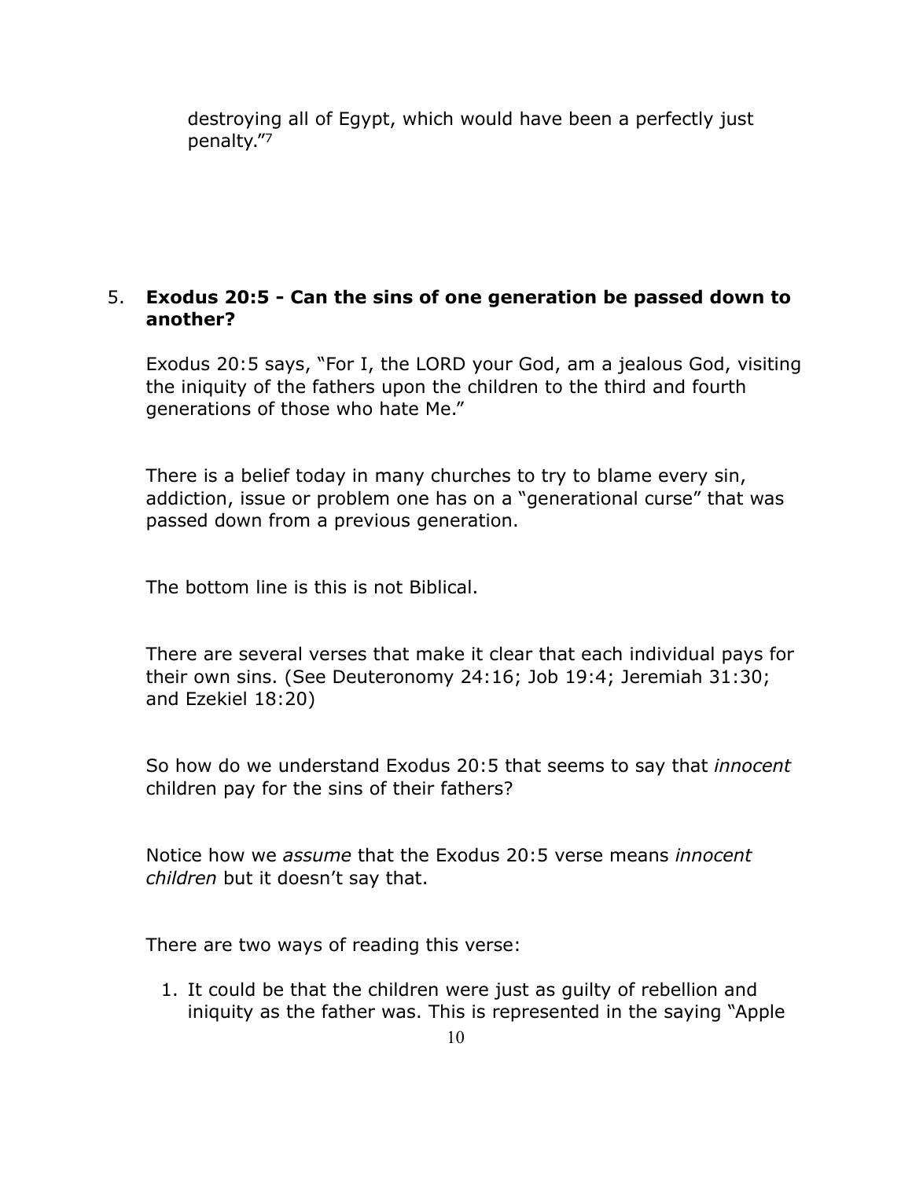destroying all of Egypt, which would have been a perfectly just penalty."[7]

5. **Exodus 20:5 - Can the sins of one generation be passed down to another?**

Exodus 20:5 says, "For I, the LORD your God, am a jealous God, visiting the iniquity of the fathers upon the children to the third and fourth generations of those who hate Me."

There is a belief today in many churches to try to blame every sin, addiction, issue or problem one has on a "generational curse" that was passed down from a previous generation.

The bottom line is this is not Biblical.

There are several verses that make it clear that each individual pays for their own sins. (See Deuteronomy 24:16; Job 19:4; Jeremiah 31:30; and Ezekiel 18:20)

So how do we understand Exodus 20:5 that seems to say that *innocent* children pay for the sins of their fathers?

Notice how we *assume* that the Exodus 20:5 verse means *innocent children* but it doesn't say that.

There are two ways of reading this verse:

1. It could be that the children were just as guilty of rebellion and iniquity as the father was. This is represented in the saying "Apple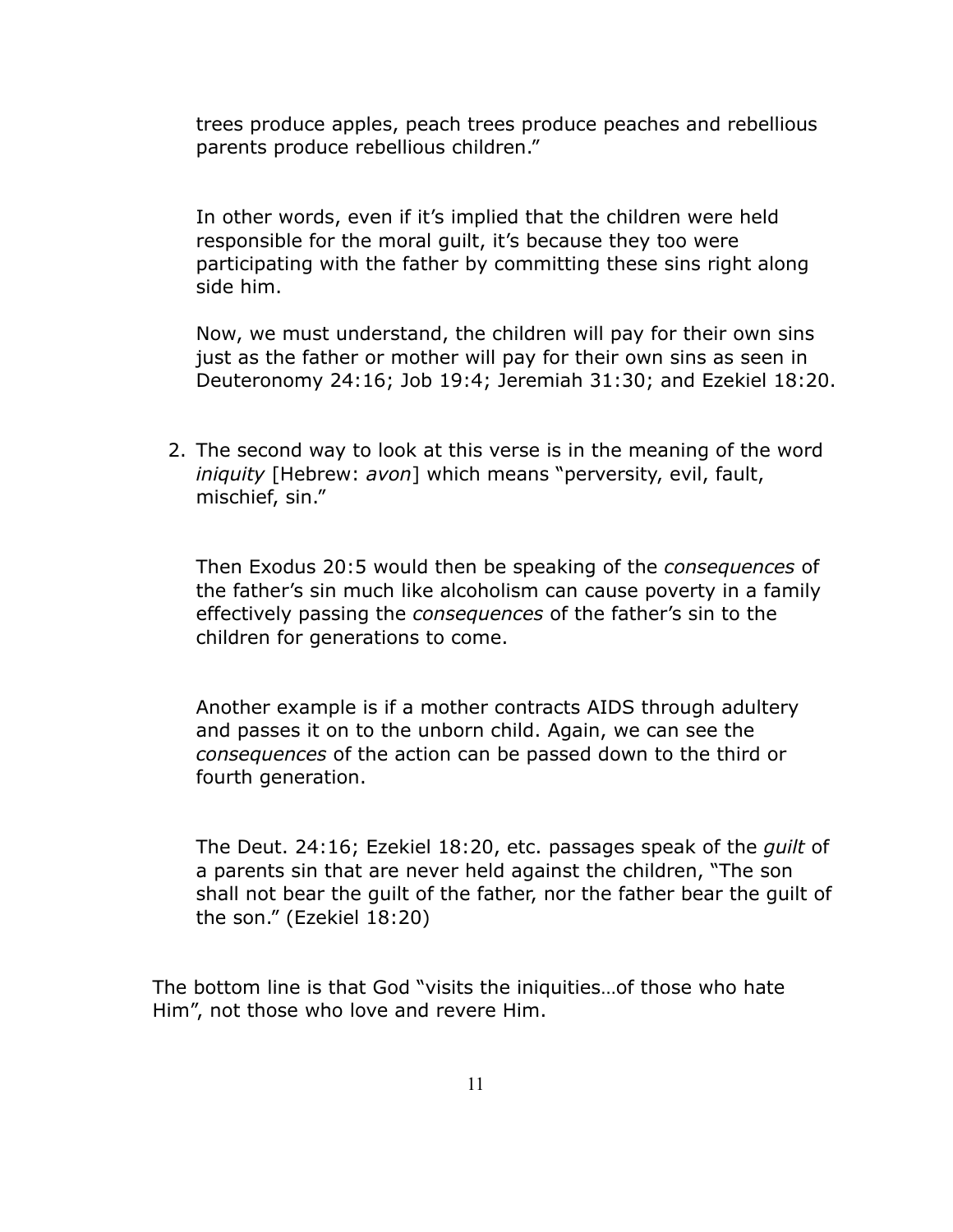trees produce apples, peach trees produce peaches and rebellious parents produce rebellious children."

In other words, even if it's implied that the children were held responsible for the moral guilt, it's because they too were participating with the father by committing these sins right along side him.

Now, we must understand, the children will pay for their own sins just as the father or mother will pay for their own sins as seen in Deuteronomy 24:16; Job 19:4; Jeremiah 31:30; and Ezekiel 18:20.

2. The second way to look at this verse is in the meaning of the word *iniquity* [Hebrew: *avon*] which means "perversity, evil, fault, mischief, sin."

   Then Exodus 20:5 would then be speaking of the *consequences* of the father's sin much like alcoholism can cause poverty in a family effectively passing the *consequences* of the father's sin to the children for generations to come.

   Another example is if a mother contracts AIDS through adultery and passes it on to the unborn child. Again, we can see the *consequences* of the action can be passed down to the third or fourth generation.

   The Deut. 24:16; Ezekiel 18:20, etc. passages speak of the *guilt* of a parents sin that are never held against the children, "The son shall not bear the guilt of the father, nor the father bear the guilt of the son." (Ezekiel 18:20)

The bottom line is that God "visits the iniquities…of those who hate Him", not those who love and revere Him.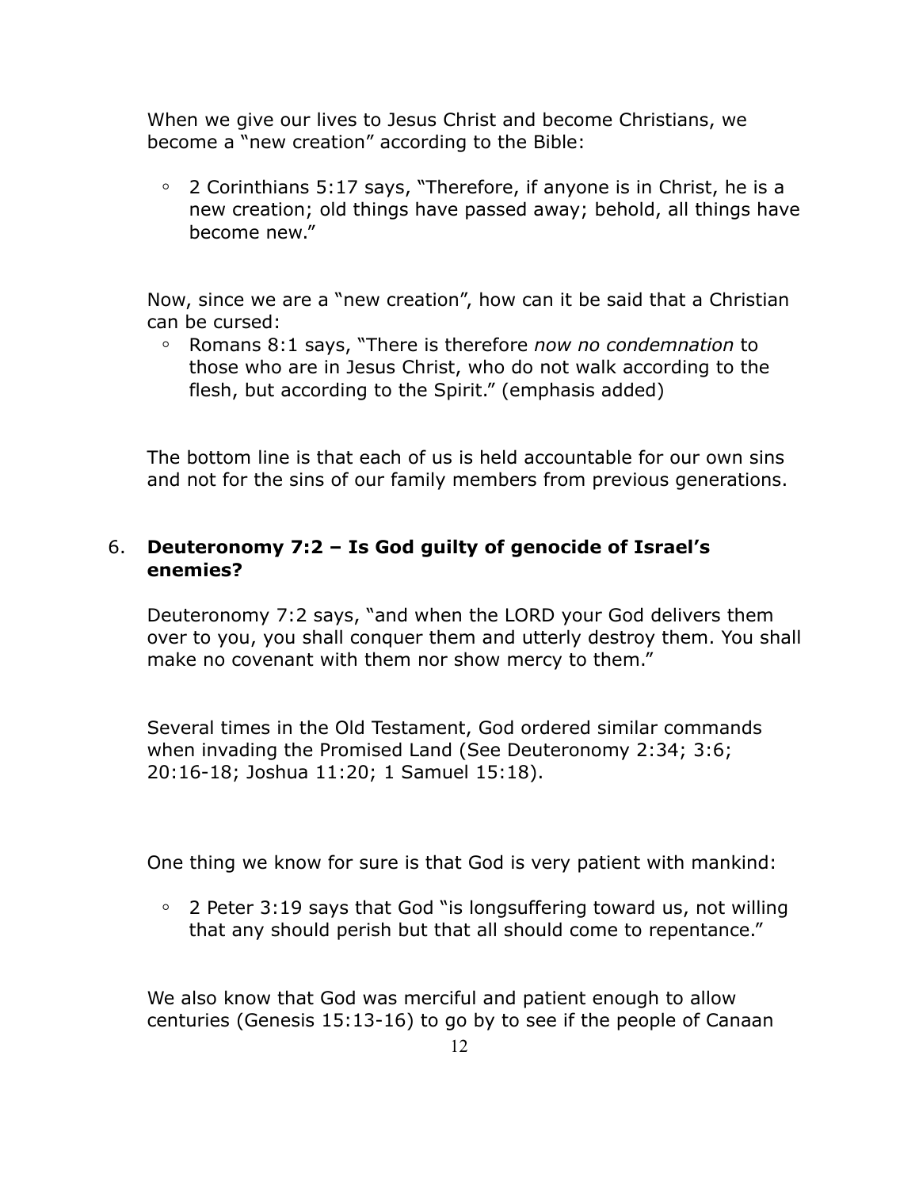When we give our lives to Jesus Christ and become Christians, we become a "new creation" according to the Bible:

- 2 Corinthians 5:17 says, "Therefore, if anyone is in Christ, he is a new creation; old things have passed away; behold, all things have become new."

Now, since we are a "new creation", how can it be said that a Christian can be cursed:

- Romans 8:1 says, "There is therefore *now no condemnation* to those who are in Jesus Christ, who do not walk according to the flesh, but according to the Spirit." (emphasis added)

The bottom line is that each of us is held accountable for our own sins and not for the sins of our family members from previous generations.

6. **Deuteronomy 7:2 – Is God guilty of genocide of Israel's enemies?**

Deuteronomy 7:2 says, "and when the LORD your God delivers them over to you, you shall conquer them and utterly destroy them. You shall make no covenant with them nor show mercy to them."

Several times in the Old Testament, God ordered similar commands when invading the Promised Land (See Deuteronomy 2:34; 3:6; 20:16-18; Joshua 11:20; 1 Samuel 15:18).

One thing we know for sure is that God is very patient with mankind:

- 2 Peter 3:19 says that God "is longsuffering toward us, not willing that any should perish but that all should come to repentance."

We also know that God was merciful and patient enough to allow centuries (Genesis 15:13-16) to go by to see if the people of Canaan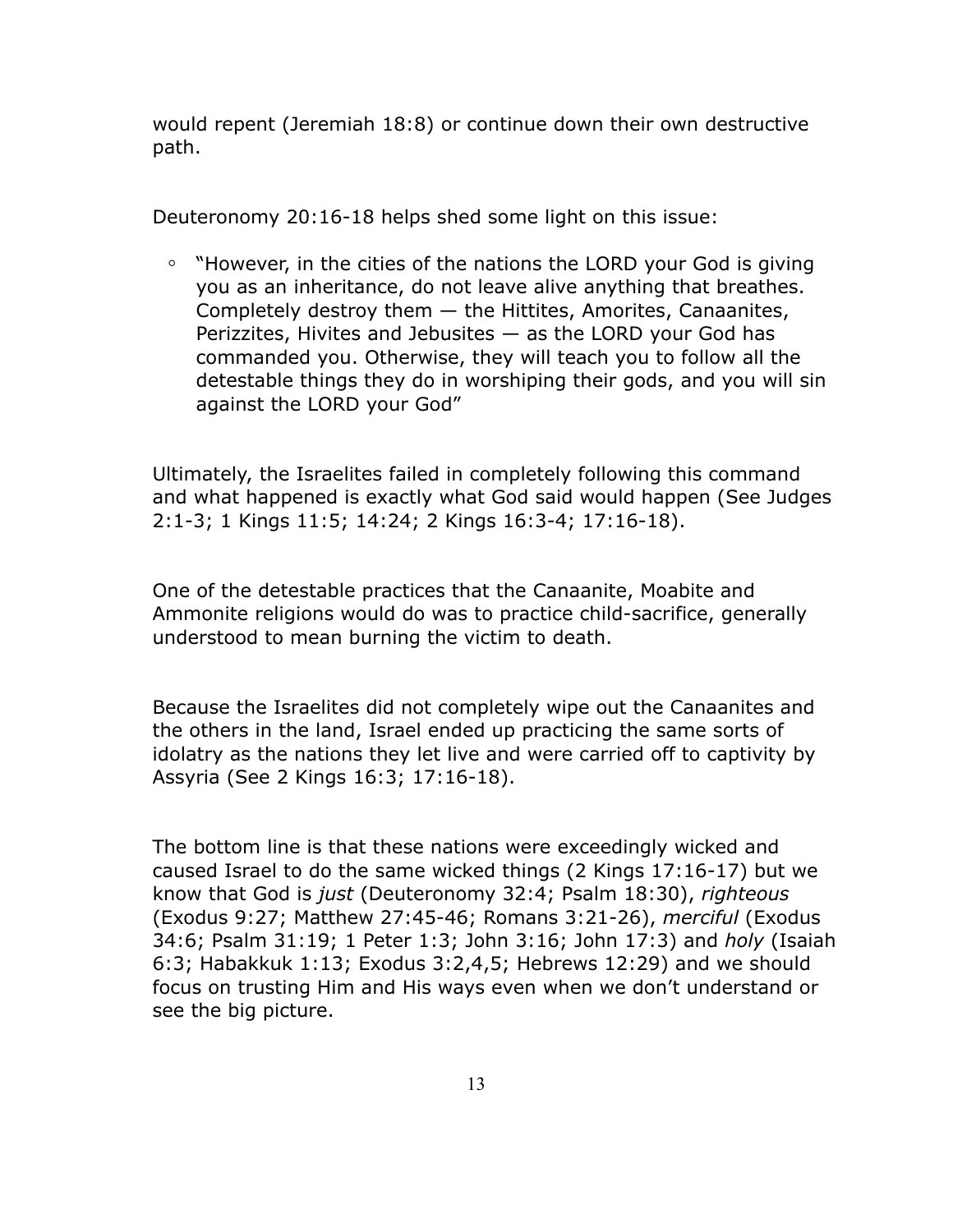would repent (Jeremiah 18:8) or continue down their own destructive path.

Deuteronomy 20:16-18 helps shed some light on this issue:

- "However, in the cities of the nations the LORD your God is giving you as an inheritance, do not leave alive anything that breathes. Completely destroy them — the Hittites, Amorites, Canaanites, Perizzites, Hivites and Jebusites — as the LORD your God has commanded you. Otherwise, they will teach you to follow all the detestable things they do in worshiping their gods, and you will sin against the LORD your God"

Ultimately, the Israelites failed in completely following this command and what happened is exactly what God said would happen (See Judges 2:1-3; 1 Kings 11:5; 14:24; 2 Kings 16:3-4; 17:16-18).

One of the detestable practices that the Canaanite, Moabite and Ammonite religions would do was to practice child-sacrifice, generally understood to mean burning the victim to death.

Because the Israelites did not completely wipe out the Canaanites and the others in the land, Israel ended up practicing the same sorts of idolatry as the nations they let live and were carried off to captivity by Assyria (See 2 Kings 16:3; 17:16-18).

The bottom line is that these nations were exceedingly wicked and caused Israel to do the same wicked things (2 Kings 17:16-17) but we know that God is *just* (Deuteronomy 32:4; Psalm 18:30), *righteous* (Exodus 9:27; Matthew 27:45-46; Romans 3:21-26), *merciful* (Exodus 34:6; Psalm 31:19; 1 Peter 1:3; John 3:16; John 17:3) and *holy* (Isaiah 6:3; Habakkuk 1:13; Exodus 3:2,4,5; Hebrews 12:29) and we should focus on trusting Him and His ways even when we don't understand or see the big picture.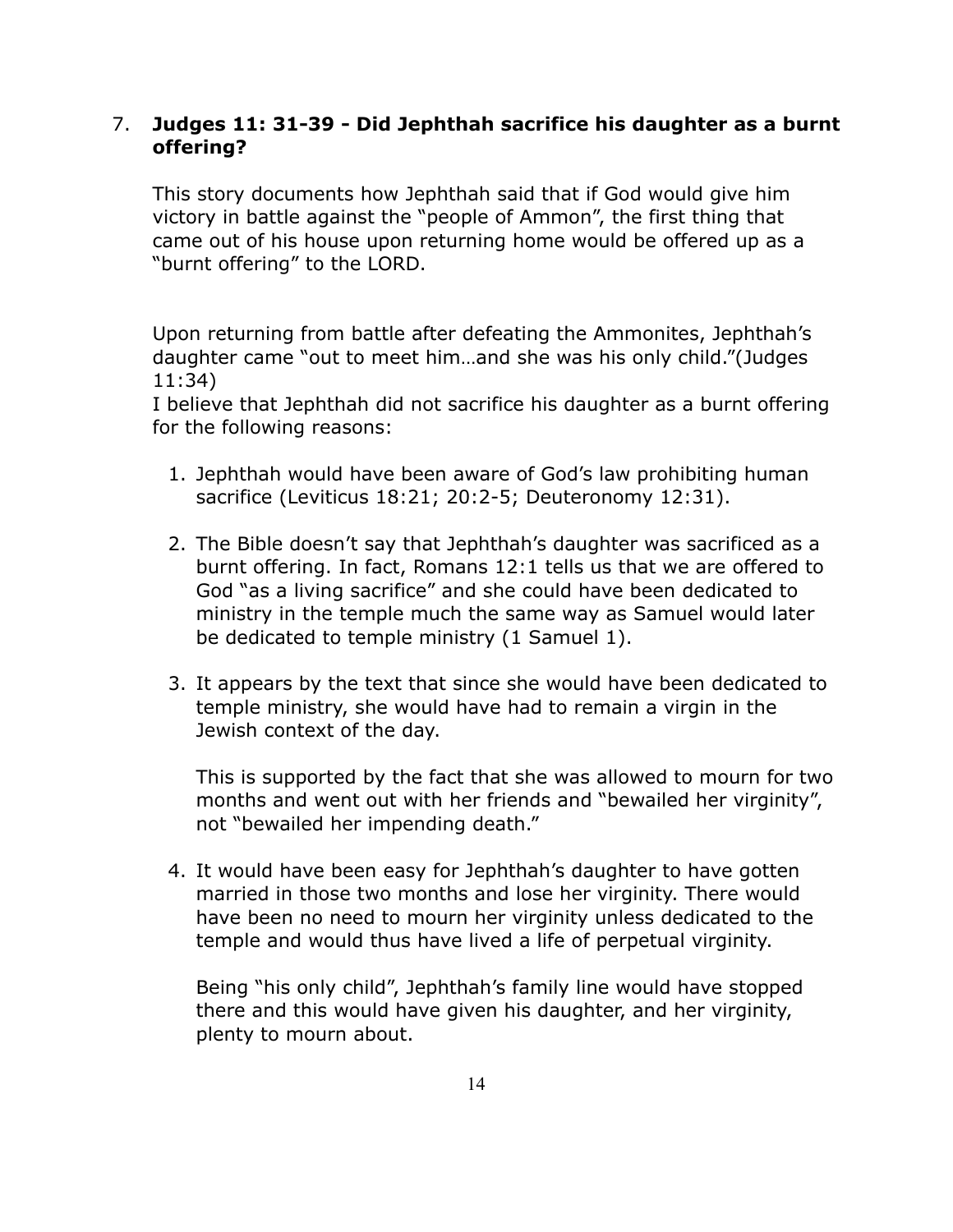7. **Judges 11: 31-39 - Did Jephthah sacrifice his daughter as a burnt offering?**

   This story documents how Jephthah said that if God would give him victory in battle against the "people of Ammon", the first thing that came out of his house upon returning home would be offered up as a "burnt offering" to the LORD.

   Upon returning from battle after defeating the Ammonites, Jephthah's daughter came "out to meet him…and she was his only child."(Judges 11:34)
   I believe that Jephthah did not sacrifice his daughter as a burnt offering for the following reasons:

   1. Jephthah would have been aware of God's law prohibiting human sacrifice (Leviticus 18:21; 20:2-5; Deuteronomy 12:31).

   2. The Bible doesn't say that Jephthah's daughter was sacrificed as a burnt offering. In fact, Romans 12:1 tells us that we are offered to God "as a living sacrifice" and she could have been dedicated to ministry in the temple much the same way as Samuel would later be dedicated to temple ministry (1 Samuel 1).

   3. It appears by the text that since she would have been dedicated to temple ministry, she would have had to remain a virgin in the Jewish context of the day.

      This is supported by the fact that she was allowed to mourn for two months and went out with her friends and "bewailed her virginity", not "bewailed her impending death."

   4. It would have been easy for Jephthah's daughter to have gotten married in those two months and lose her virginity. There would have been no need to mourn her virginity unless dedicated to the temple and would thus have lived a life of perpetual virginity.

      Being "his only child", Jephthah's family line would have stopped there and this would have given his daughter, and her virginity, plenty to mourn about.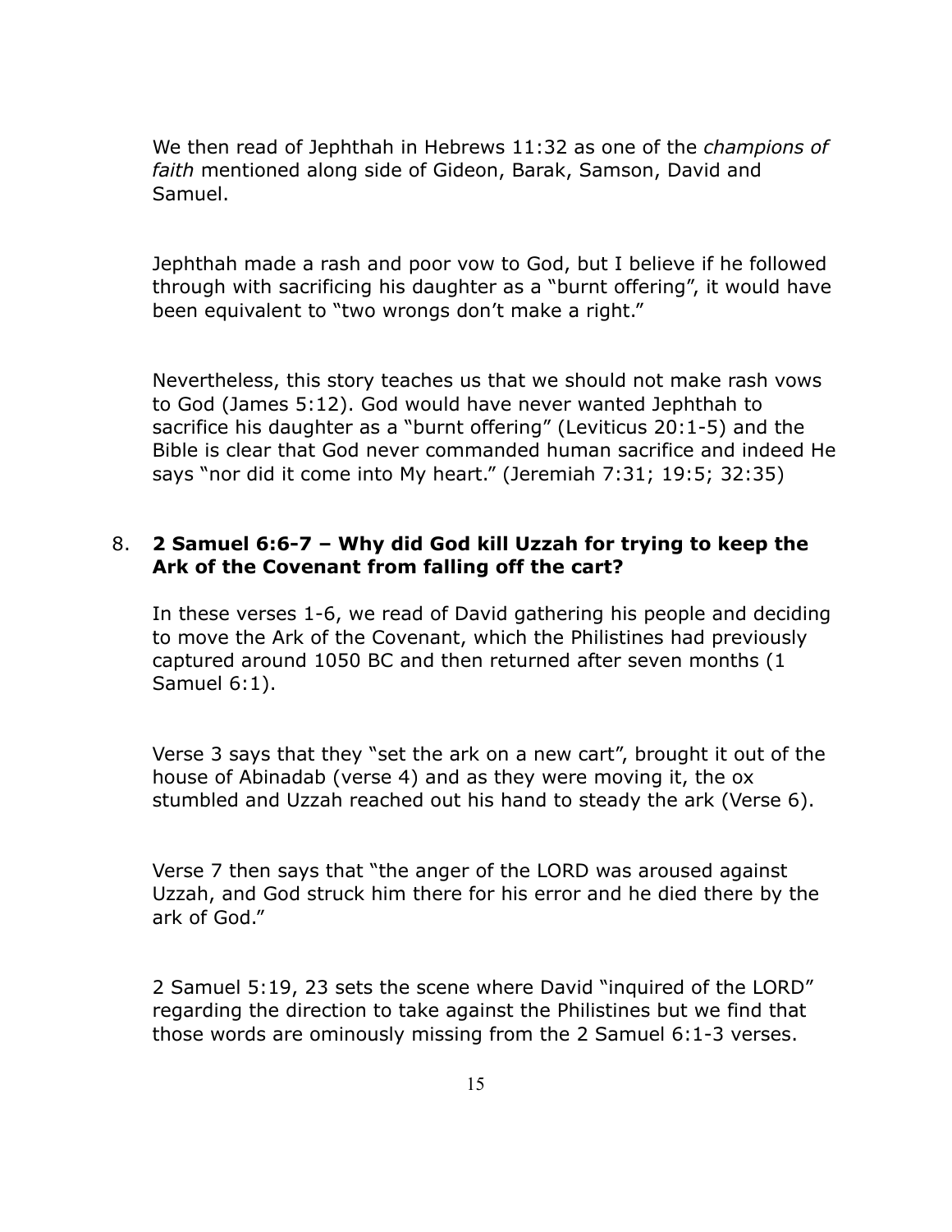We then read of Jephthah in Hebrews 11:32 as one of the *champions of faith* mentioned along side of Gideon, Barak, Samson, David and Samuel.

Jephthah made a rash and poor vow to God, but I believe if he followed through with sacrificing his daughter as a "burnt offering", it would have been equivalent to "two wrongs don't make a right."

Nevertheless, this story teaches us that we should not make rash vows to God (James 5:12). God would have never wanted Jephthah to sacrifice his daughter as a "burnt offering" (Leviticus 20:1-5) and the Bible is clear that God never commanded human sacrifice and indeed He says "nor did it come into My heart." (Jeremiah 7:31; 19:5; 32:35)

8. **2 Samuel 6:6-7 – Why did God kill Uzzah for trying to keep the Ark of the Covenant from falling off the cart?**

   In these verses 1-6, we read of David gathering his people and deciding to move the Ark of the Covenant, which the Philistines had previously captured around 1050 BC and then returned after seven months (1 Samuel 6:1).

   Verse 3 says that they "set the ark on a new cart", brought it out of the house of Abinadab (verse 4) and as they were moving it, the ox stumbled and Uzzah reached out his hand to steady the ark (Verse 6).

   Verse 7 then says that "the anger of the LORD was aroused against Uzzah, and God struck him there for his error and he died there by the ark of God."

   2 Samuel 5:19, 23 sets the scene where David "inquired of the LORD" regarding the direction to take against the Philistines but we find that those words are ominously missing from the 2 Samuel 6:1-3 verses.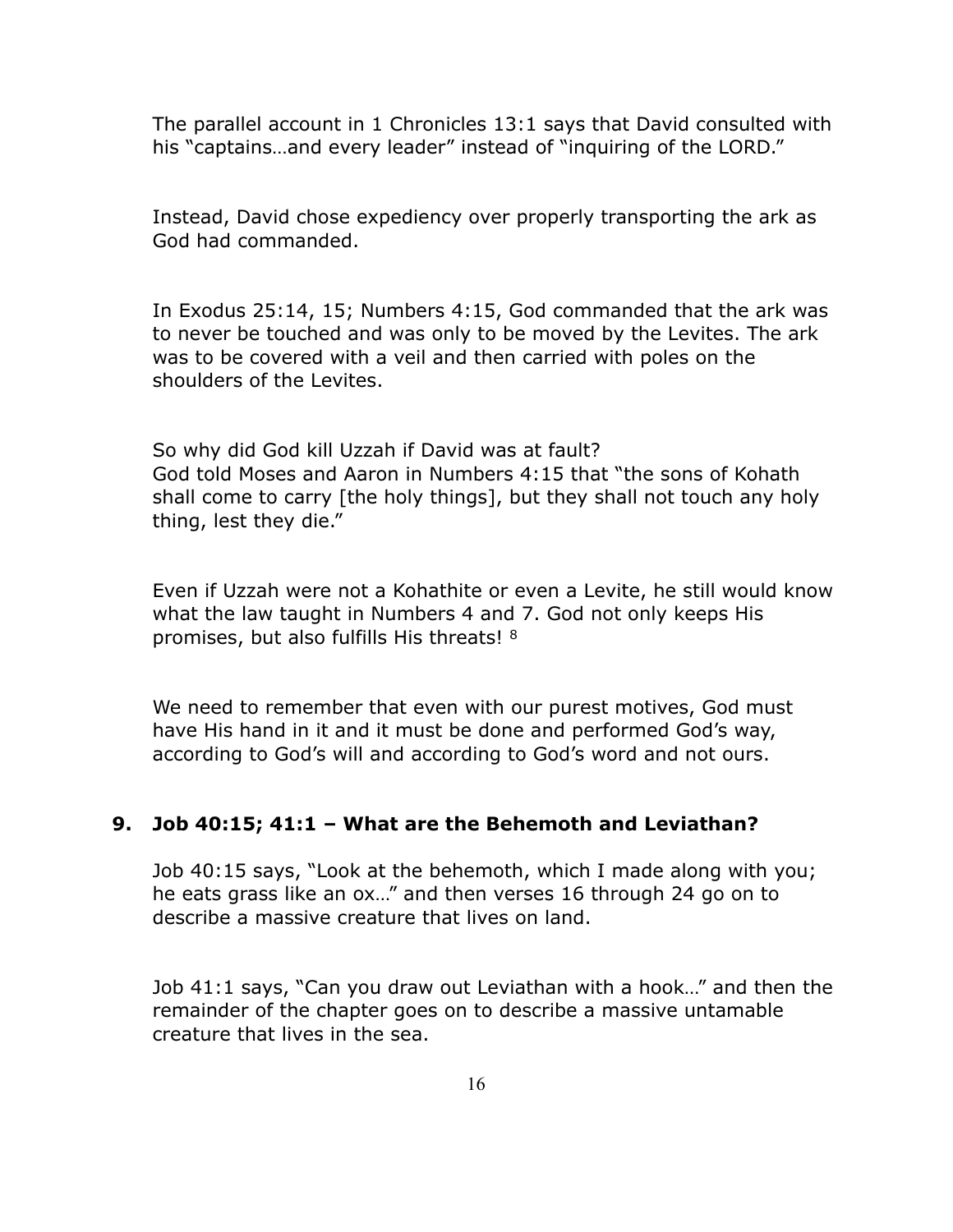The parallel account in 1 Chronicles 13:1 says that David consulted with his "captains…and every leader" instead of "inquiring of the LORD."

Instead, David chose expediency over properly transporting the ark as God had commanded.

In Exodus 25:14, 15; Numbers 4:15, God commanded that the ark was to never be touched and was only to be moved by the Levites. The ark was to be covered with a veil and then carried with poles on the shoulders of the Levites.

So why did God kill Uzzah if David was at fault?
God told Moses and Aaron in Numbers 4:15 that "the sons of Kohath shall come to carry [the holy things], but they shall not touch any holy thing, lest they die."

Even if Uzzah were not a Kohathite or even a Levite, he still would know what the law taught in Numbers 4 and 7. God not only keeps His promises, but also fulfills His threats! [8]

We need to remember that even with our purest motives, God must have His hand in it and it must be done and performed God's way, according to God's will and according to God's word and not ours.

### 9. Job 40:15; 41:1 – What are the Behemoth and Leviathan?

Job 40:15 says, "Look at the behemoth, which I made along with you; he eats grass like an ox…" and then verses 16 through 24 go on to describe a massive creature that lives on land.

Job 41:1 says, "Can you draw out Leviathan with a hook…" and then the remainder of the chapter goes on to describe a massive untamable creature that lives in the sea.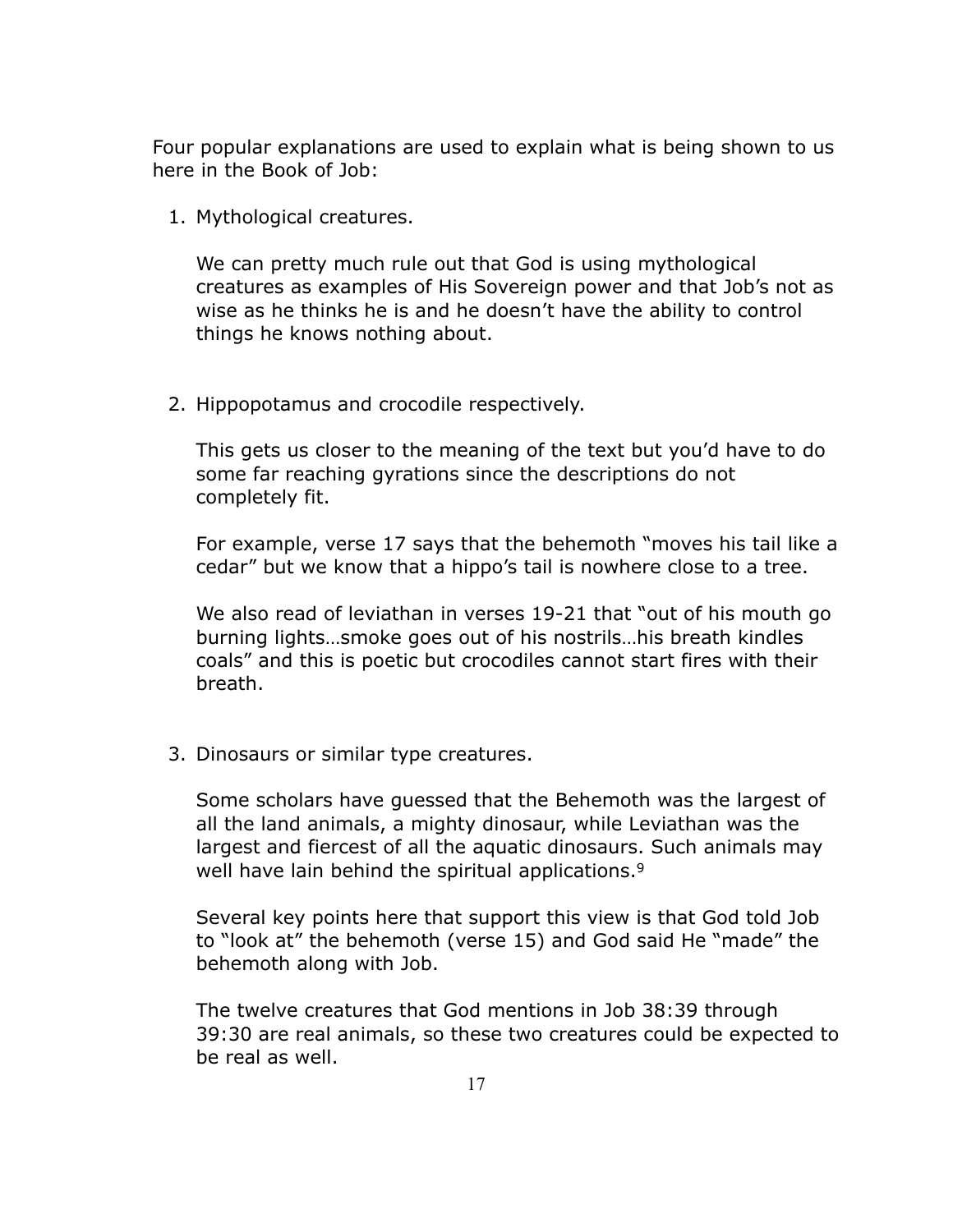Four popular explanations are used to explain what is being shown to us here in the Book of Job:

1. Mythological creatures.

   We can pretty much rule out that God is using mythological creatures as examples of His Sovereign power and that Job's not as wise as he thinks he is and he doesn't have the ability to control things he knows nothing about.

2. Hippopotamus and crocodile respectively.

   This gets us closer to the meaning of the text but you'd have to do some far reaching gyrations since the descriptions do not completely fit.

   For example, verse 17 says that the behemoth "moves his tail like a cedar" but we know that a hippo's tail is nowhere close to a tree.

   We also read of leviathan in verses 19-21 that "out of his mouth go burning lights…smoke goes out of his nostrils…his breath kindles coals" and this is poetic but crocodiles cannot start fires with their breath.

3. Dinosaurs or similar type creatures.

   Some scholars have guessed that the Behemoth was the largest of all the land animals, a mighty dinosaur, while Leviathan was the largest and fiercest of all the aquatic dinosaurs. Such animals may well have lain behind the spiritual applications.[9]

   Several key points here that support this view is that God told Job to "look at" the behemoth (verse 15) and God said He "made" the behemoth along with Job.

   The twelve creatures that God mentions in Job 38:39 through 39:30 are real animals, so these two creatures could be expected to be real as well.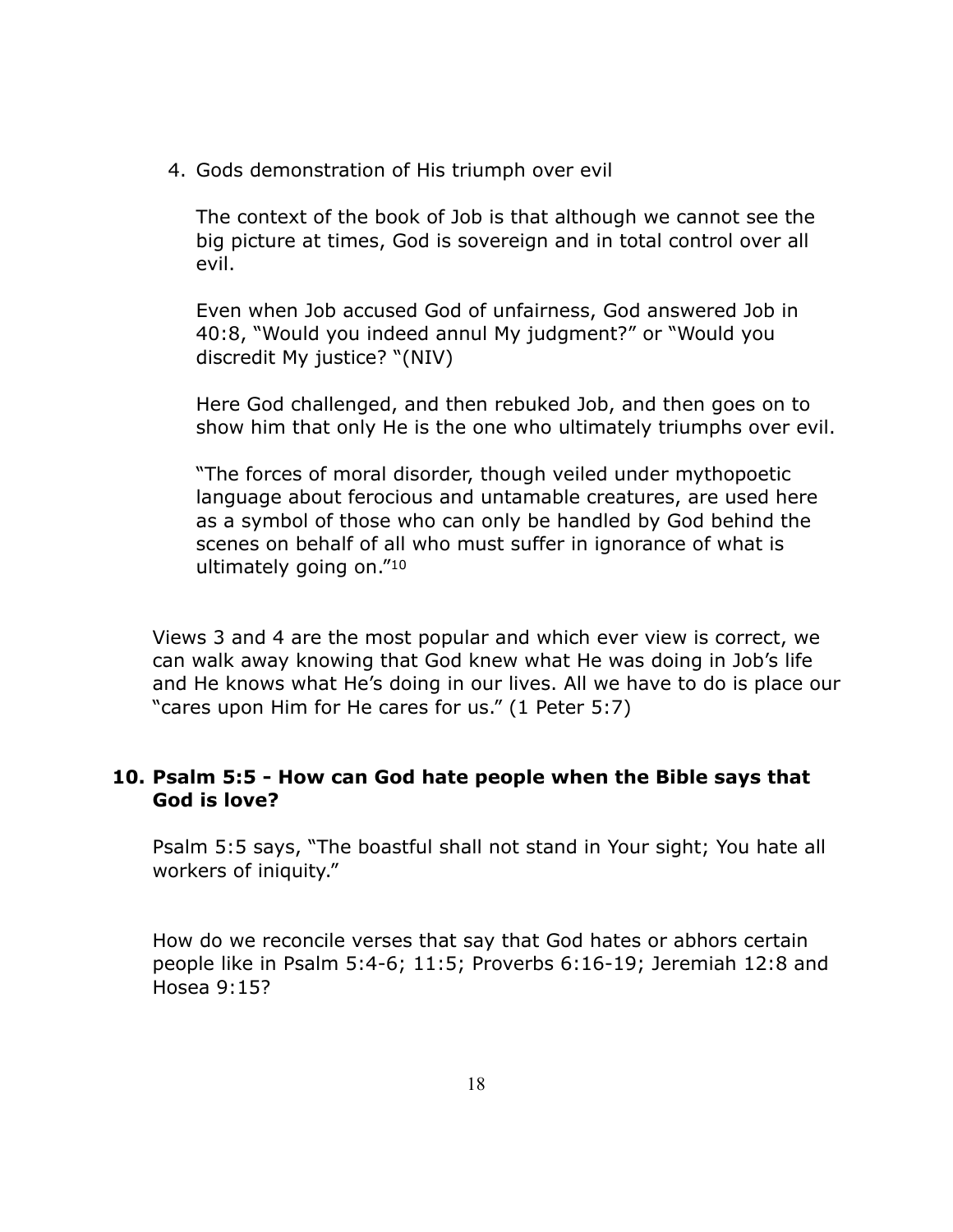4. Gods demonstration of His triumph over evil

   The context of the book of Job is that although we cannot see the big picture at times, God is sovereign and in total control over all evil.

   Even when Job accused God of unfairness, God answered Job in 40:8, "Would you indeed annul My judgment?" or "Would you discredit My justice? "(NIV)

   Here God challenged, and then rebuked Job, and then goes on to show him that only He is the one who ultimately triumphs over evil.

   "The forces of moral disorder, though veiled under mythopoetic language about ferocious and untamable creatures, are used here as a symbol of those who can only be handled by God behind the scenes on behalf of all who must suffer in ignorance of what is ultimately going on."[10]

Views 3 and 4 are the most popular and which ever view is correct, we can walk away knowing that God knew what He was doing in Job's life and He knows what He's doing in our lives. All we have to do is place our "cares upon Him for He cares for us." (1 Peter 5:7)

### 10. Psalm 5:5 - How can God hate people when the Bible says that God is love?

Psalm 5:5 says, "The boastful shall not stand in Your sight; You hate all workers of iniquity."

How do we reconcile verses that say that God hates or abhors certain people like in Psalm 5:4-6; 11:5; Proverbs 6:16-19; Jeremiah 12:8 and Hosea 9:15?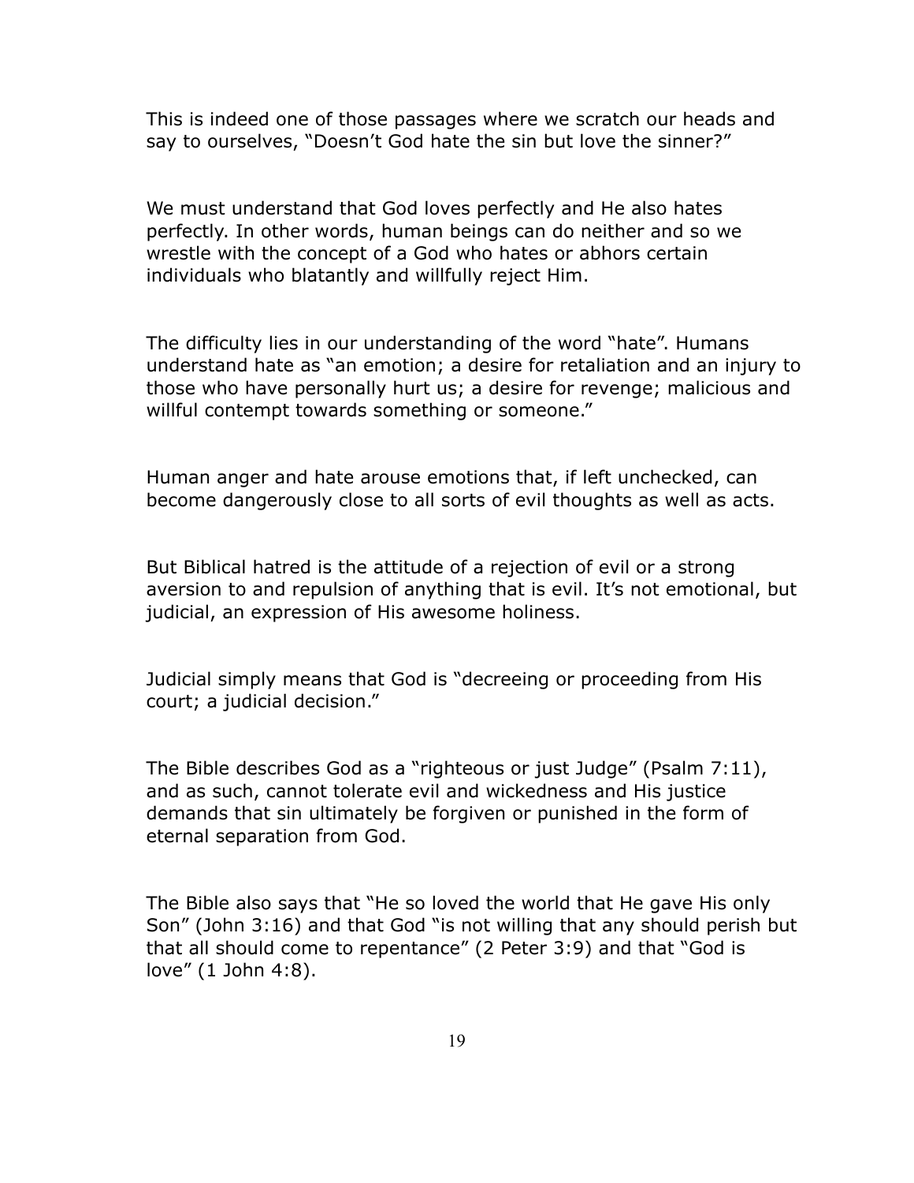This is indeed one of those passages where we scratch our heads and say to ourselves, "Doesn't God hate the sin but love the sinner?"

We must understand that God loves perfectly and He also hates perfectly. In other words, human beings can do neither and so we wrestle with the concept of a God who hates or abhors certain individuals who blatantly and willfully reject Him.

The difficulty lies in our understanding of the word "hate". Humans understand hate as "an emotion; a desire for retaliation and an injury to those who have personally hurt us; a desire for revenge; malicious and willful contempt towards something or someone."

Human anger and hate arouse emotions that, if left unchecked, can become dangerously close to all sorts of evil thoughts as well as acts.

But Biblical hatred is the attitude of a rejection of evil or a strong aversion to and repulsion of anything that is evil. It's not emotional, but judicial, an expression of His awesome holiness.

Judicial simply means that God is "decreeing or proceeding from His court; a judicial decision."

The Bible describes God as a "righteous or just Judge" (Psalm 7:11), and as such, cannot tolerate evil and wickedness and His justice demands that sin ultimately be forgiven or punished in the form of eternal separation from God.

The Bible also says that "He so loved the world that He gave His only Son" (John 3:16) and that God "is not willing that any should perish but that all should come to repentance" (2 Peter 3:9) and that "God is love" (1 John 4:8).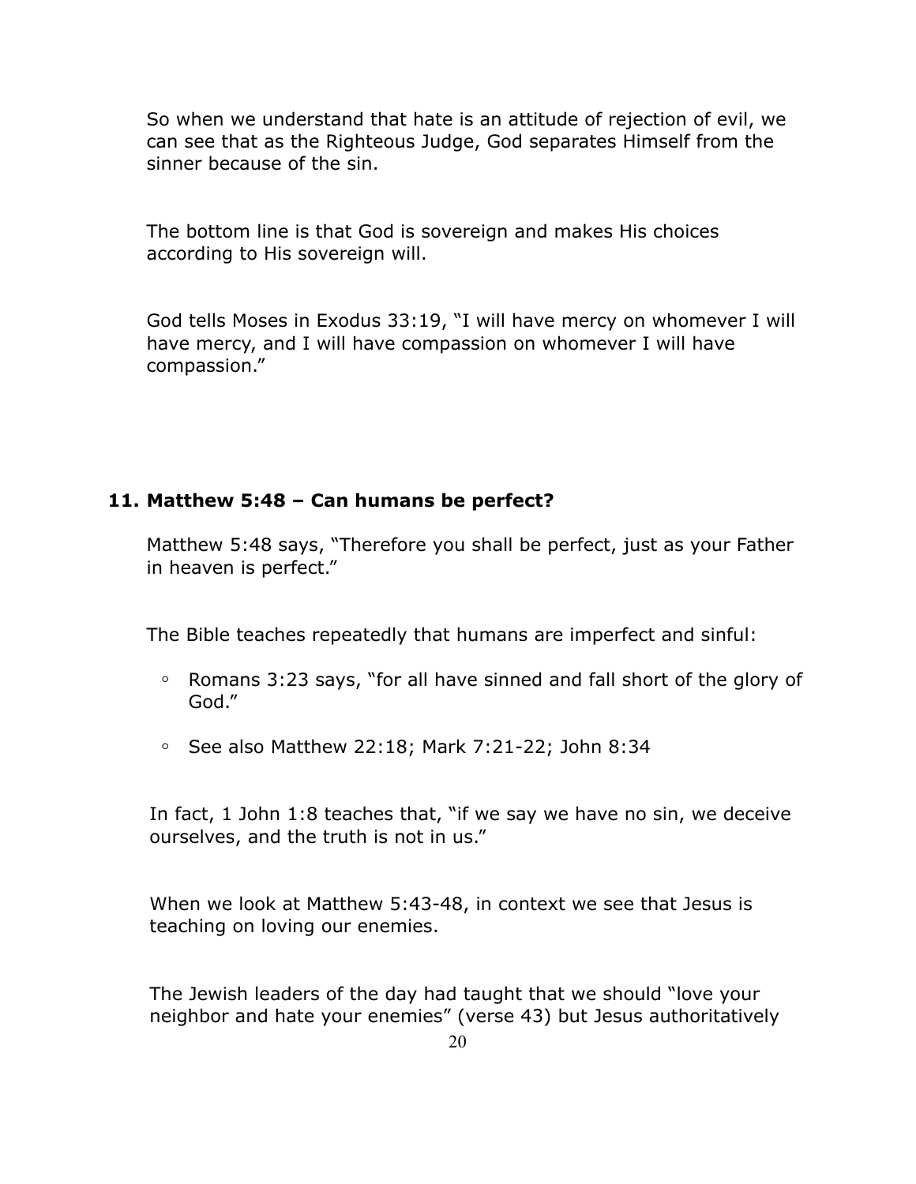So when we understand that hate is an attitude of rejection of evil, we can see that as the Righteous Judge, God separates Himself from the sinner because of the sin.

The bottom line is that God is sovereign and makes His choices according to His sovereign will.

God tells Moses in Exodus 33:19, "I will have mercy on whomever I will have mercy, and I will have compassion on whomever I will have compassion."

### 11. Matthew 5:48 – Can humans be perfect?

Matthew 5:48 says, "Therefore you shall be perfect, just as your Father in heaven is perfect."

The Bible teaches repeatedly that humans are imperfect and sinful:

- Romans 3:23 says, "for all have sinned and fall short of the glory of God."
- See also Matthew 22:18; Mark 7:21-22; John 8:34

In fact, 1 John 1:8 teaches that, "if we say we have no sin, we deceive ourselves, and the truth is not in us."

When we look at Matthew 5:43-48, in context we see that Jesus is teaching on loving our enemies.

The Jewish leaders of the day had taught that we should "love your neighbor and hate your enemies" (verse 43) but Jesus authoritatively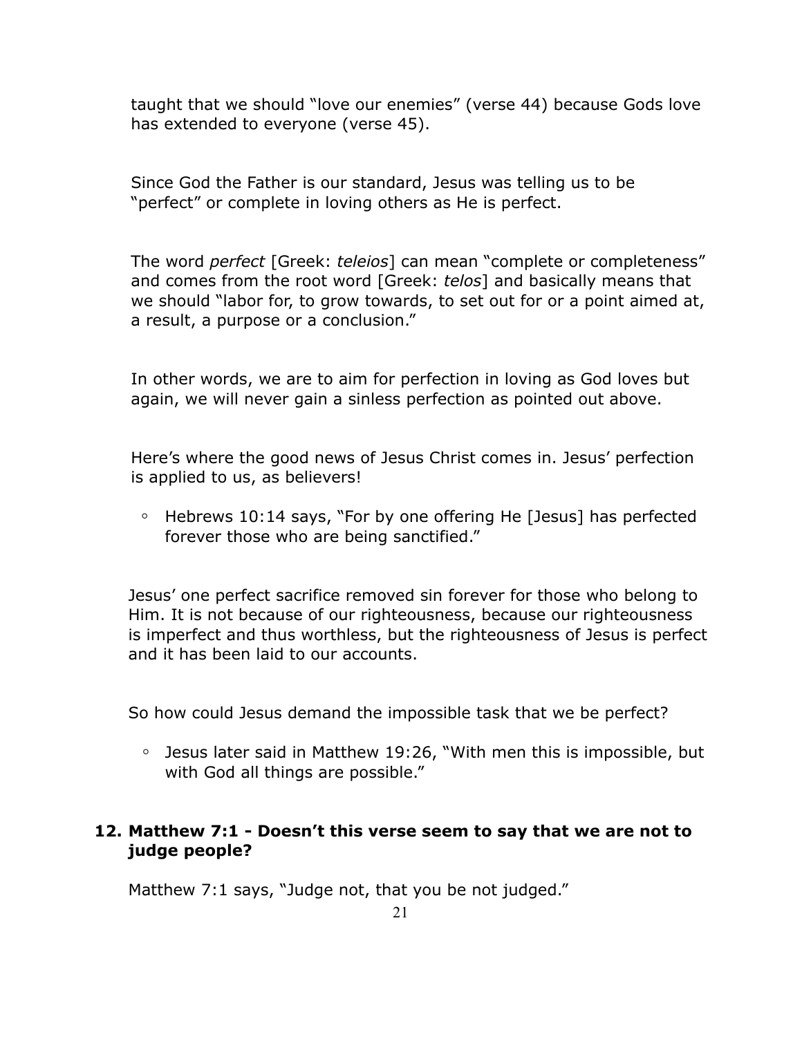taught that we should "love our enemies" (verse 44) because Gods love has extended to everyone (verse 45).

Since God the Father is our standard, Jesus was telling us to be "perfect" or complete in loving others as He is perfect.

The word *perfect* [Greek: *teleios*] can mean "complete or completeness" and comes from the root word [Greek: *telos*] and basically means that we should "labor for, to grow towards, to set out for or a point aimed at, a result, a purpose or a conclusion."

In other words, we are to aim for perfection in loving as God loves but again, we will never gain a sinless perfection as pointed out above.

Here's where the good news of Jesus Christ comes in. Jesus' perfection is applied to us, as believers!

- Hebrews 10:14 says, "For by one offering He [Jesus] has perfected forever those who are being sanctified."

Jesus' one perfect sacrifice removed sin forever for those who belong to Him. It is not because of our righteousness, because our righteousness is imperfect and thus worthless, but the righteousness of Jesus is perfect and it has been laid to our accounts.

So how could Jesus demand the impossible task that we be perfect?

- Jesus later said in Matthew 19:26, "With men this is impossible, but with God all things are possible."

### 12. Matthew 7:1 - Doesn't this verse seem to say that we are not to judge people?

Matthew 7:1 says, "Judge not, that you be not judged."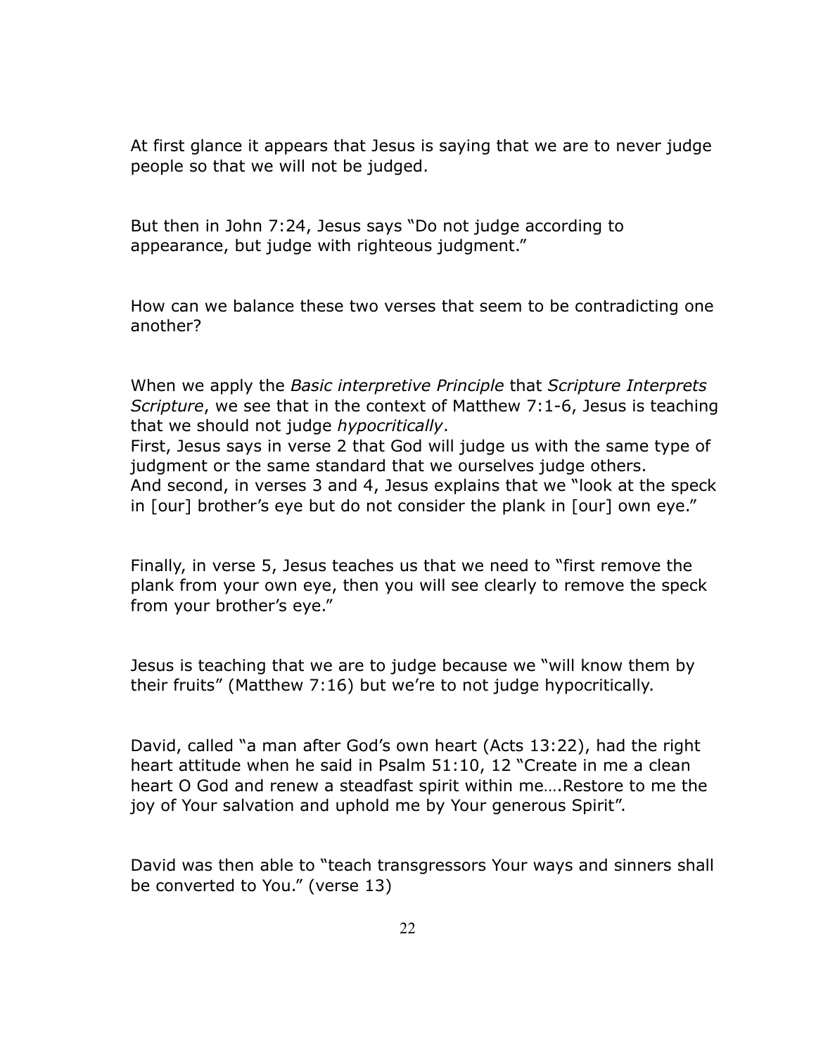At first glance it appears that Jesus is saying that we are to never judge people so that we will not be judged.

But then in John 7:24, Jesus says "Do not judge according to appearance, but judge with righteous judgment."

How can we balance these two verses that seem to be contradicting one another?

When we apply the *Basic interpretive Principle* that *Scripture Interprets Scripture*, we see that in the context of Matthew 7:1-6, Jesus is teaching that we should not judge *hypocritically*.
First, Jesus says in verse 2 that God will judge us with the same type of judgment or the same standard that we ourselves judge others.
And second, in verses 3 and 4, Jesus explains that we "look at the speck in [our] brother's eye but do not consider the plank in [our] own eye."

Finally, in verse 5, Jesus teaches us that we need to "first remove the plank from your own eye, then you will see clearly to remove the speck from your brother's eye."

Jesus is teaching that we are to judge because we "will know them by their fruits" (Matthew 7:16) but we're to not judge hypocritically.

David, called "a man after God's own heart (Acts 13:22), had the right heart attitude when he said in Psalm 51:10, 12 "Create in me a clean heart O God and renew a steadfast spirit within me….Restore to me the joy of Your salvation and uphold me by Your generous Spirit".

David was then able to "teach transgressors Your ways and sinners shall be converted to You." (verse 13)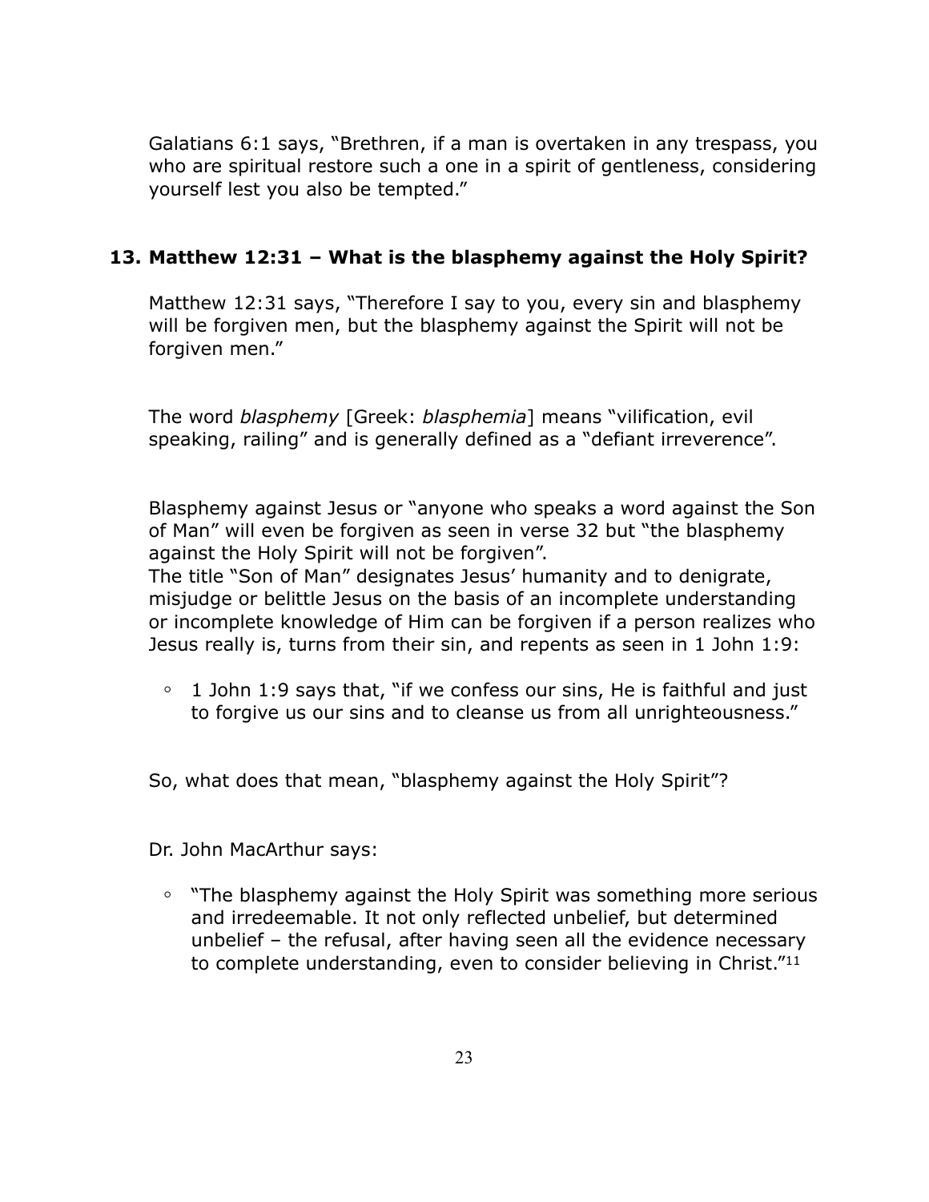Galatians 6:1 says, "Brethren, if a man is overtaken in any trespass, you who are spiritual restore such a one in a spirit of gentleness, considering yourself lest you also be tempted."

### 13. Matthew 12:31 – What is the blasphemy against the Holy Spirit?

Matthew 12:31 says, "Therefore I say to you, every sin and blasphemy will be forgiven men, but the blasphemy against the Spirit will not be forgiven men."

The word *blasphemy* [Greek: *blasphemia*] means "vilification, evil speaking, railing" and is generally defined as a "defiant irreverence".

Blasphemy against Jesus or "anyone who speaks a word against the Son of Man" will even be forgiven as seen in verse 32 but "the blasphemy against the Holy Spirit will not be forgiven".
The title "Son of Man" designates Jesus' humanity and to denigrate, misjudge or belittle Jesus on the basis of an incomplete understanding or incomplete knowledge of Him can be forgiven if a person realizes who Jesus really is, turns from their sin, and repents as seen in 1 John 1:9:

- 1 John 1:9 says that, "if we confess our sins, He is faithful and just to forgive us our sins and to cleanse us from all unrighteousness."

So, what does that mean, "blasphemy against the Holy Spirit"?

Dr. John MacArthur says:

- "The blasphemy against the Holy Spirit was something more serious and irredeemable. It not only reflected unbelief, but determined unbelief – the refusal, after having seen all the evidence necessary to complete understanding, even to consider believing in Christ."[11]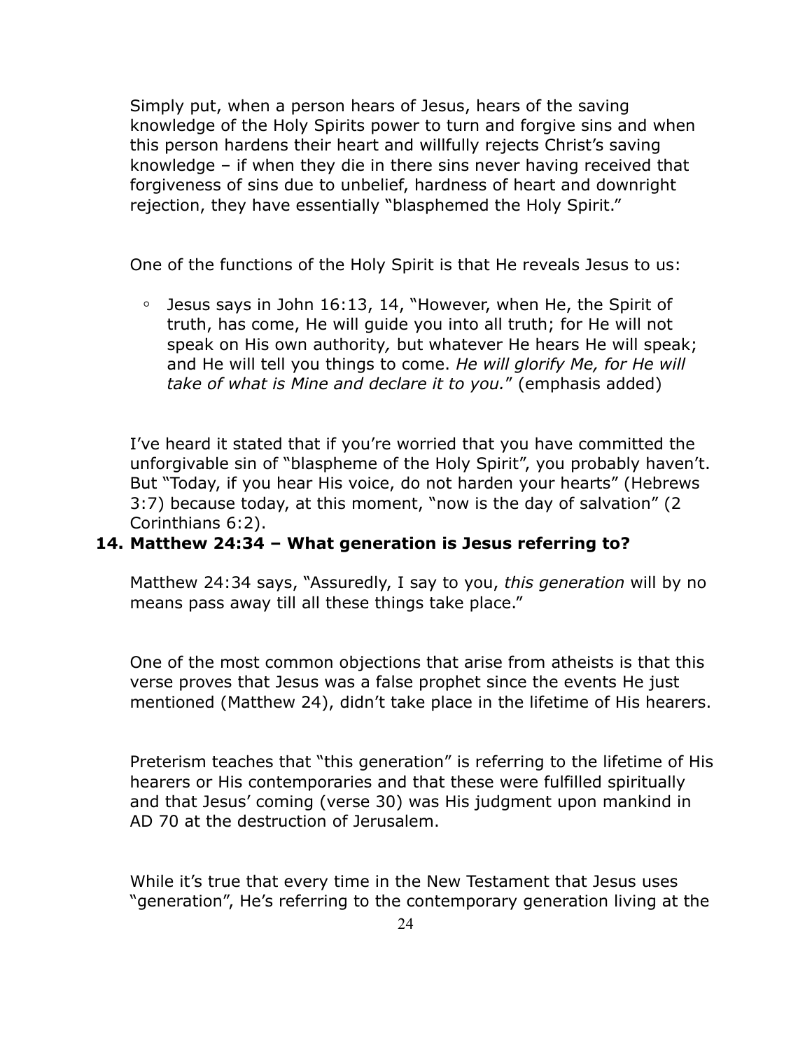Simply put, when a person hears of Jesus, hears of the saving knowledge of the Holy Spirits power to turn and forgive sins and when this person hardens their heart and willfully rejects Christ's saving knowledge – if when they die in there sins never having received that forgiveness of sins due to unbelief, hardness of heart and downright rejection, they have essentially "blasphemed the Holy Spirit."

One of the functions of the Holy Spirit is that He reveals Jesus to us:

- Jesus says in John 16:13, 14, "However, when He, the Spirit of truth, has come, He will guide you into all truth; for He will not speak on His own authority, but whatever He hears He will speak; and He will tell you things to come. *He will glorify Me, for He will take of what is Mine and declare it to you.*" (emphasis added)

I've heard it stated that if you're worried that you have committed the unforgivable sin of "blaspheme of the Holy Spirit", you probably haven't. But "Today, if you hear His voice, do not harden your hearts" (Hebrews 3:7) because today, at this moment, "now is the day of salvation" (2 Corinthians 6:2).

### 14. Matthew 24:34 – What generation is Jesus referring to?

Matthew 24:34 says, "Assuredly, I say to you, *this generation* will by no means pass away till all these things take place."

One of the most common objections that arise from atheists is that this verse proves that Jesus was a false prophet since the events He just mentioned (Matthew 24), didn't take place in the lifetime of His hearers.

Preterism teaches that "this generation" is referring to the lifetime of His hearers or His contemporaries and that these were fulfilled spiritually and that Jesus' coming (verse 30) was His judgment upon mankind in AD 70 at the destruction of Jerusalem.

While it's true that every time in the New Testament that Jesus uses "generation", He's referring to the contemporary generation living at the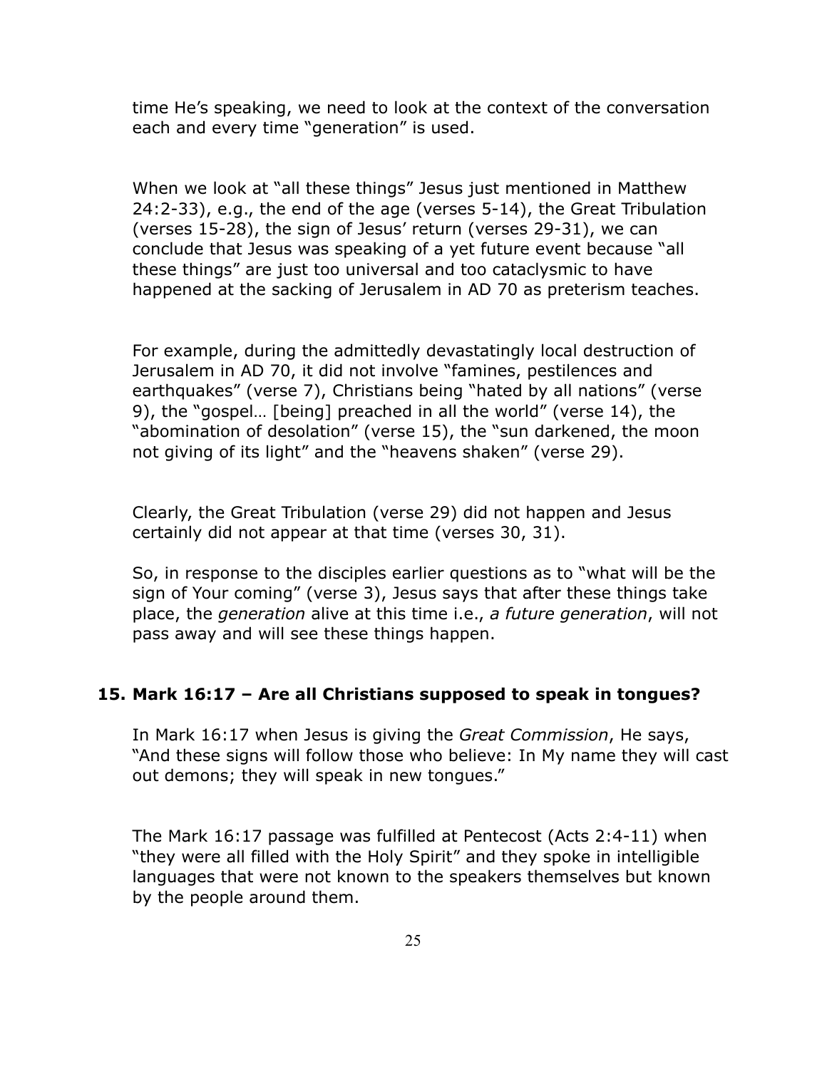time He's speaking, we need to look at the context of the conversation each and every time "generation" is used.

When we look at "all these things" Jesus just mentioned in Matthew 24:2-33), e.g., the end of the age (verses 5-14), the Great Tribulation (verses 15-28), the sign of Jesus' return (verses 29-31), we can conclude that Jesus was speaking of a yet future event because "all these things" are just too universal and too cataclysmic to have happened at the sacking of Jerusalem in AD 70 as preterism teaches.

For example, during the admittedly devastatingly local destruction of Jerusalem in AD 70, it did not involve "famines, pestilences and earthquakes" (verse 7), Christians being "hated by all nations" (verse 9), the "gospel… [being] preached in all the world" (verse 14), the "abomination of desolation" (verse 15), the "sun darkened, the moon not giving of its light" and the "heavens shaken" (verse 29).

Clearly, the Great Tribulation (verse 29) did not happen and Jesus certainly did not appear at that time (verses 30, 31).

So, in response to the disciples earlier questions as to "what will be the sign of Your coming" (verse 3), Jesus says that after these things take place, the *generation* alive at this time i.e., *a future generation*, will not pass away and will see these things happen.

### 15. Mark 16:17 – Are all Christians supposed to speak in tongues?

In Mark 16:17 when Jesus is giving the *Great Commission*, He says, "And these signs will follow those who believe: In My name they will cast out demons; they will speak in new tongues."

The Mark 16:17 passage was fulfilled at Pentecost (Acts 2:4-11) when "they were all filled with the Holy Spirit" and they spoke in intelligible languages that were not known to the speakers themselves but known by the people around them.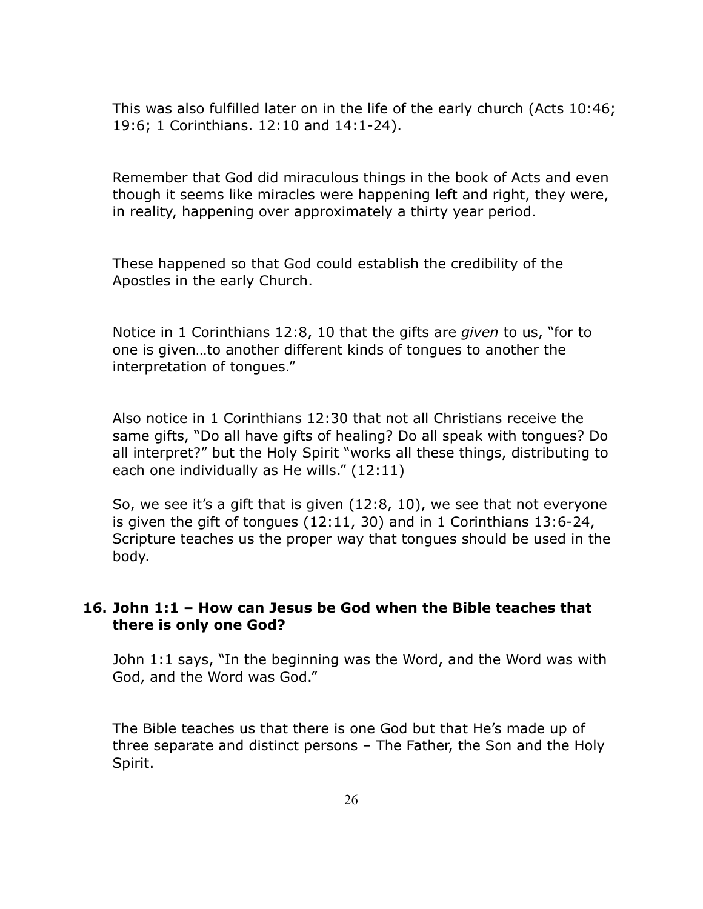This was also fulfilled later on in the life of the early church (Acts 10:46; 19:6; 1 Corinthians. 12:10 and 14:1-24).

Remember that God did miraculous things in the book of Acts and even though it seems like miracles were happening left and right, they were, in reality, happening over approximately a thirty year period.

These happened so that God could establish the credibility of the Apostles in the early Church.

Notice in 1 Corinthians 12:8, 10 that the gifts are *given* to us, "for to one is given…to another different kinds of tongues to another the interpretation of tongues."

Also notice in 1 Corinthians 12:30 that not all Christians receive the same gifts, "Do all have gifts of healing? Do all speak with tongues? Do all interpret?" but the Holy Spirit "works all these things, distributing to each one individually as He wills." (12:11)

So, we see it's a gift that is given (12:8, 10), we see that not everyone is given the gift of tongues (12:11, 30) and in 1 Corinthians 13:6-24, Scripture teaches us the proper way that tongues should be used in the body.

### 16. John 1:1 – How can Jesus be God when the Bible teaches that there is only one God?

John 1:1 says, "In the beginning was the Word, and the Word was with God, and the Word was God."

The Bible teaches us that there is one God but that He's made up of three separate and distinct persons – The Father, the Son and the Holy Spirit.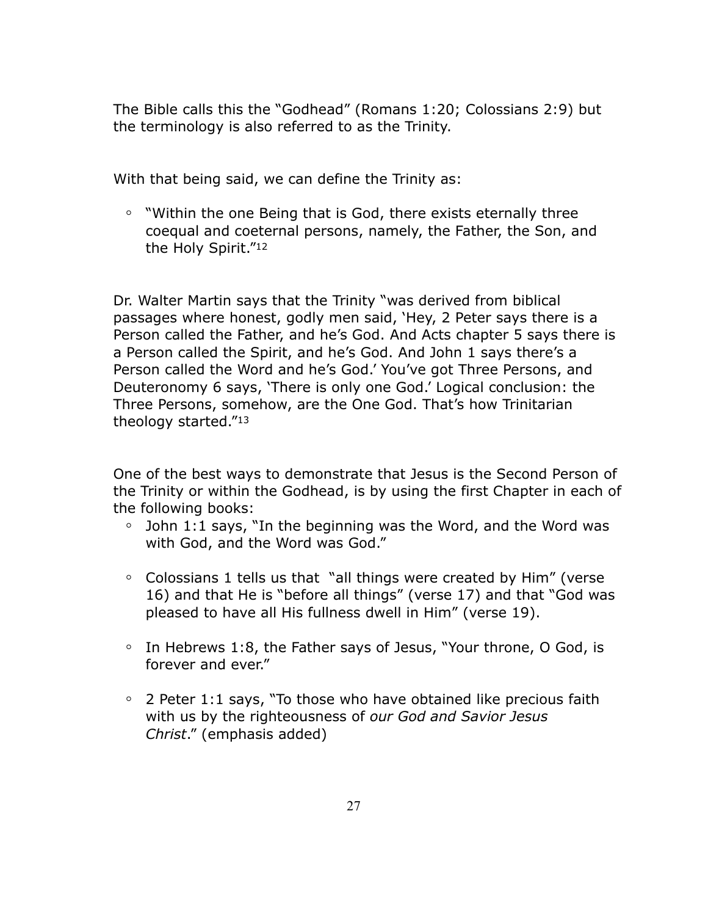The Bible calls this the "Godhead" (Romans 1:20; Colossians 2:9) but the terminology is also referred to as the Trinity.

With that being said, we can define the Trinity as:

- "Within the one Being that is God, there exists eternally three coequal and coeternal persons, namely, the Father, the Son, and the Holy Spirit."[12]

Dr. Walter Martin says that the Trinity "was derived from biblical passages where honest, godly men said, 'Hey, 2 Peter says there is a Person called the Father, and he's God. And Acts chapter 5 says there is a Person called the Spirit, and he's God. And John 1 says there's a Person called the Word and he's God.' You've got Three Persons, and Deuteronomy 6 says, 'There is only one God.' Logical conclusion: the Three Persons, somehow, are the One God. That's how Trinitarian theology started."[13]

One of the best ways to demonstrate that Jesus is the Second Person of the Trinity or within the Godhead, is by using the first Chapter in each of the following books:

- John 1:1 says, "In the beginning was the Word, and the Word was with God, and the Word was God."
- Colossians 1 tells us that "all things were created by Him" (verse 16) and that He is "before all things" (verse 17) and that "God was pleased to have all His fullness dwell in Him" (verse 19).
- In Hebrews 1:8, the Father says of Jesus, "Your throne, O God, is forever and ever."
- 2 Peter 1:1 says, "To those who have obtained like precious faith with us by the righteousness of *our God and Savior Jesus Christ*." (emphasis added)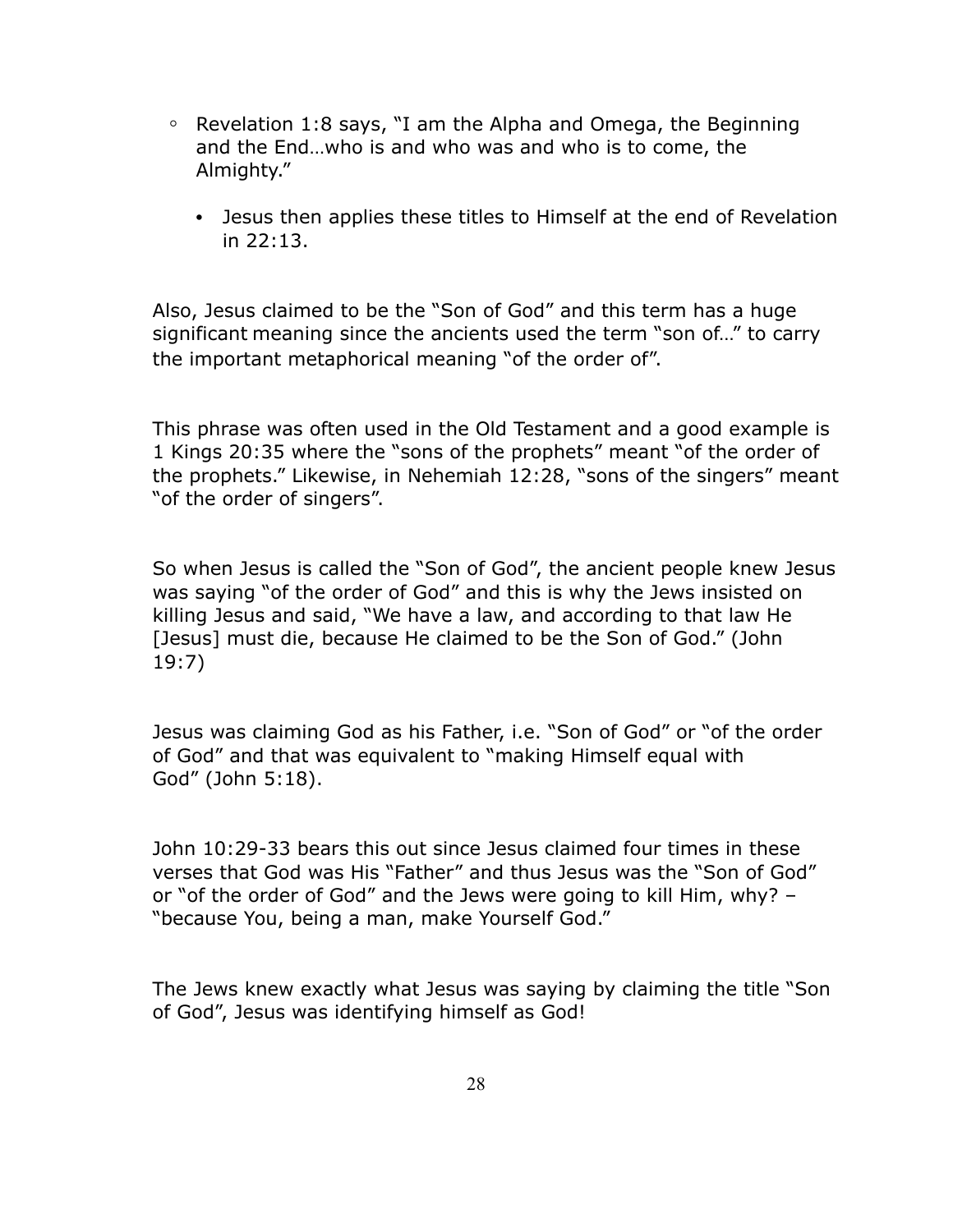- Revelation 1:8 says, "I am the Alpha and Omega, the Beginning and the End…who is and who was and who is to come, the Almighty."
    - Jesus then applies these titles to Himself at the end of Revelation in 22:13.

Also, Jesus claimed to be the "Son of God" and this term has a huge significant meaning since the ancients used the term "son of…" to carry the important metaphorical meaning "of the order of".

This phrase was often used in the Old Testament and a good example is 1 Kings 20:35 where the "sons of the prophets" meant "of the order of the prophets." Likewise, in Nehemiah 12:28, "sons of the singers" meant "of the order of singers".

So when Jesus is called the "Son of God", the ancient people knew Jesus was saying "of the order of God" and this is why the Jews insisted on killing Jesus and said, "We have a law, and according to that law He [Jesus] must die, because He claimed to be the Son of God." (John 19:7)

Jesus was claiming God as his Father, i.e. "Son of God" or "of the order of God" and that was equivalent to "making Himself equal with God" (John 5:18).

John 10:29-33 bears this out since Jesus claimed four times in these verses that God was His "Father" and thus Jesus was the "Son of God" or "of the order of God" and the Jews were going to kill Him, why? – "because You, being a man, make Yourself God."

The Jews knew exactly what Jesus was saying by claiming the title "Son of God", Jesus was identifying himself as God!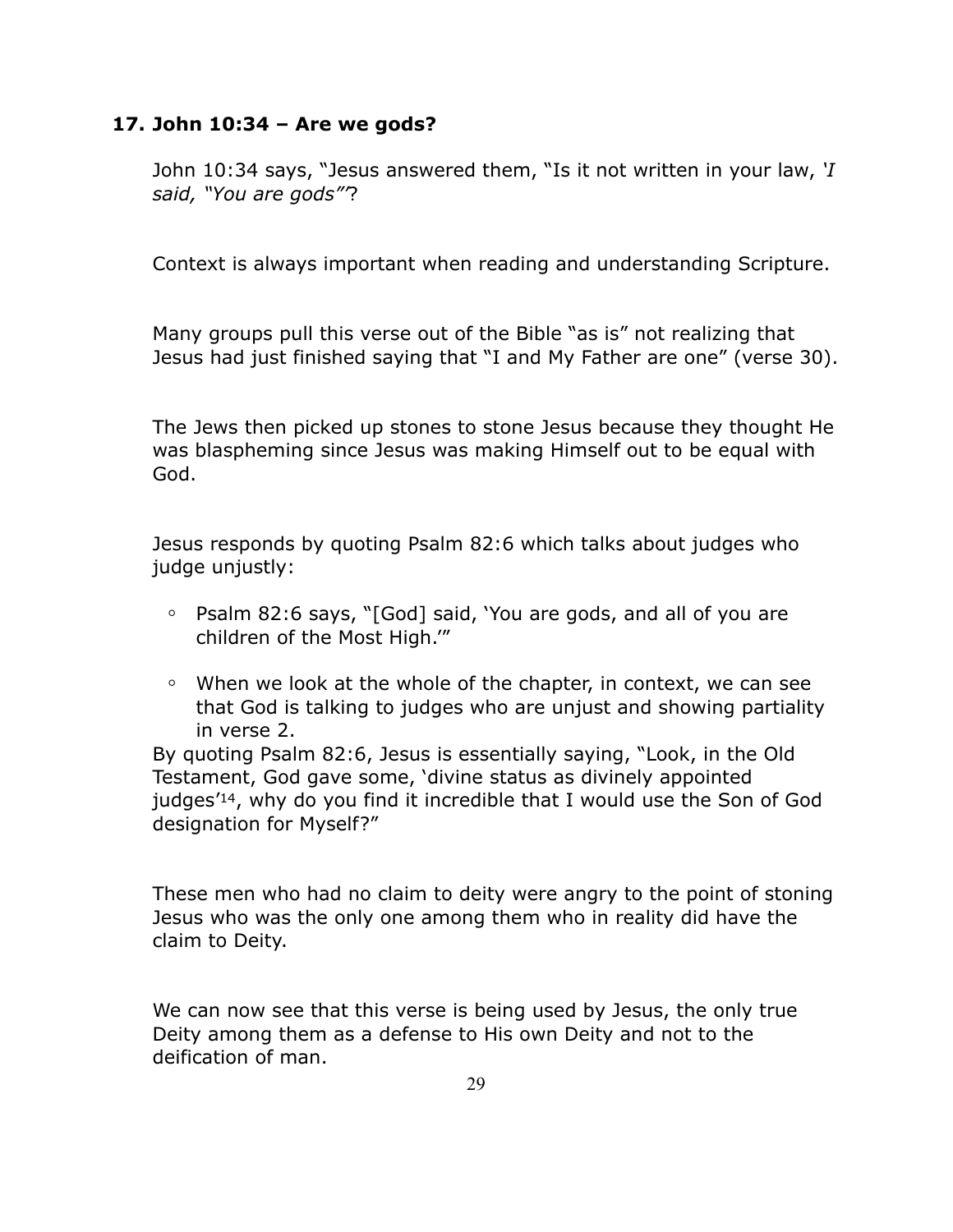### 17. John 10:34 – Are we gods?

John 10:34 says, "Jesus answered them, "Is it not written in your law, *'I said, "You are gods"'*?

Context is always important when reading and understanding Scripture.

Many groups pull this verse out of the Bible "as is" not realizing that Jesus had just finished saying that "I and My Father are one" (verse 30).

The Jews then picked up stones to stone Jesus because they thought He was blaspheming since Jesus was making Himself out to be equal with God.

Jesus responds by quoting Psalm 82:6 which talks about judges who judge unjustly:

- Psalm 82:6 says, "[God] said, 'You are gods, and all of you are children of the Most High.'"
- When we look at the whole of the chapter, in context, we can see that God is talking to judges who are unjust and showing partiality in verse 2.

By quoting Psalm 82:6, Jesus is essentially saying, "Look, in the Old Testament, God gave some, 'divine status as divinely appointed judges'[14], why do you find it incredible that I would use the Son of God designation for Myself?"

These men who had no claim to deity were angry to the point of stoning Jesus who was the only one among them who in reality did have the claim to Deity.

We can now see that this verse is being used by Jesus, the only true Deity among them as a defense to His own Deity and not to the deification of man.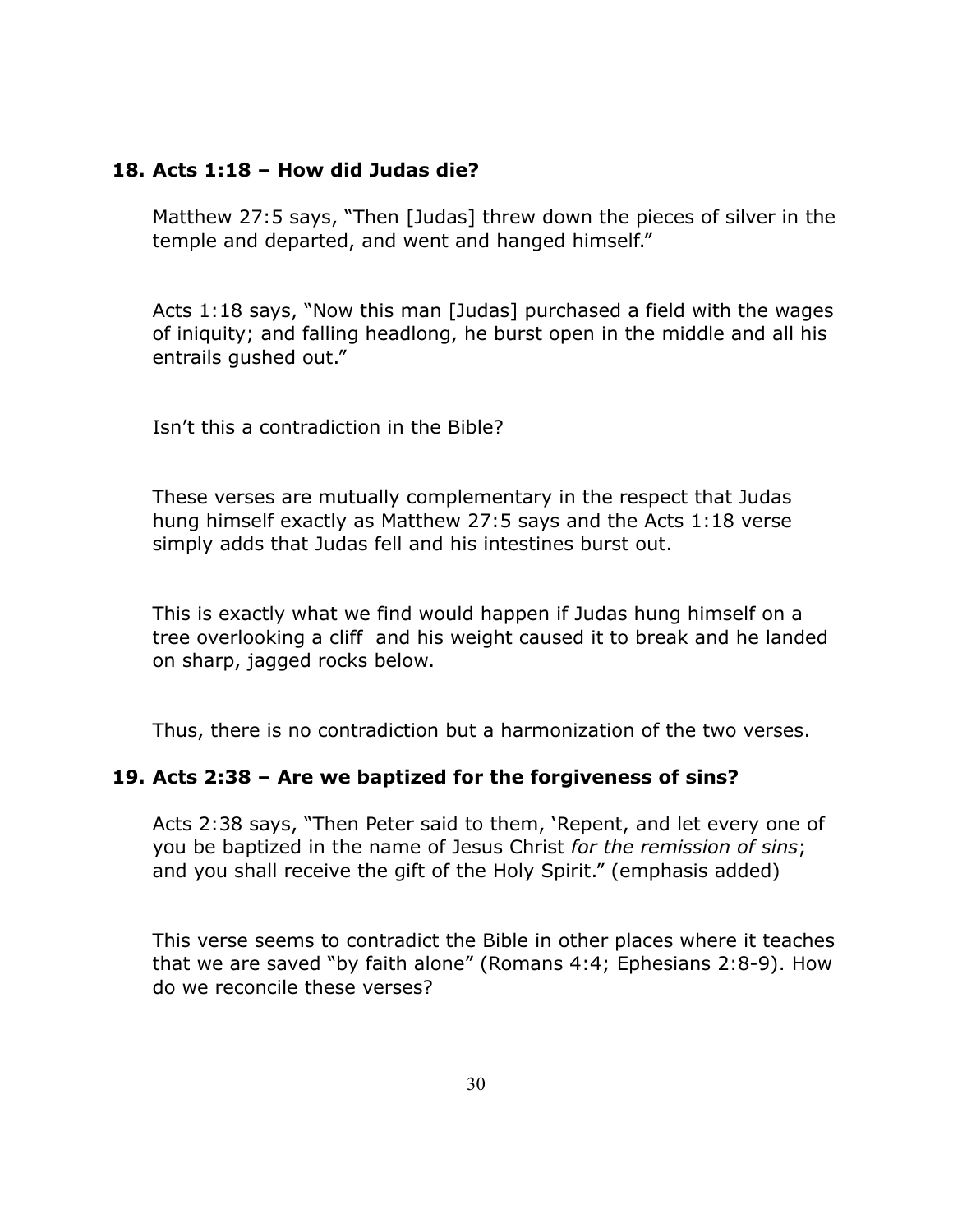**18. Acts 1:18 – How did Judas die?**

Matthew 27:5 says, "Then [Judas] threw down the pieces of silver in the temple and departed, and went and hanged himself."

Acts 1:18 says, "Now this man [Judas] purchased a field with the wages of iniquity; and falling headlong, he burst open in the middle and all his entrails gushed out."

Isn't this a contradiction in the Bible?

These verses are mutually complementary in the respect that Judas hung himself exactly as Matthew 27:5 says and the Acts 1:18 verse simply adds that Judas fell and his intestines burst out.

This is exactly what we find would happen if Judas hung himself on a tree overlooking a cliff and his weight caused it to break and he landed on sharp, jagged rocks below.

Thus, there is no contradiction but a harmonization of the two verses.

**19. Acts 2:38 – Are we baptized for the forgiveness of sins?**

Acts 2:38 says, "Then Peter said to them, 'Repent, and let every one of you be baptized in the name of Jesus Christ *for the remission of sins*; and you shall receive the gift of the Holy Spirit." (emphasis added)

This verse seems to contradict the Bible in other places where it teaches that we are saved "by faith alone" (Romans 4:4; Ephesians 2:8-9). How do we reconcile these verses?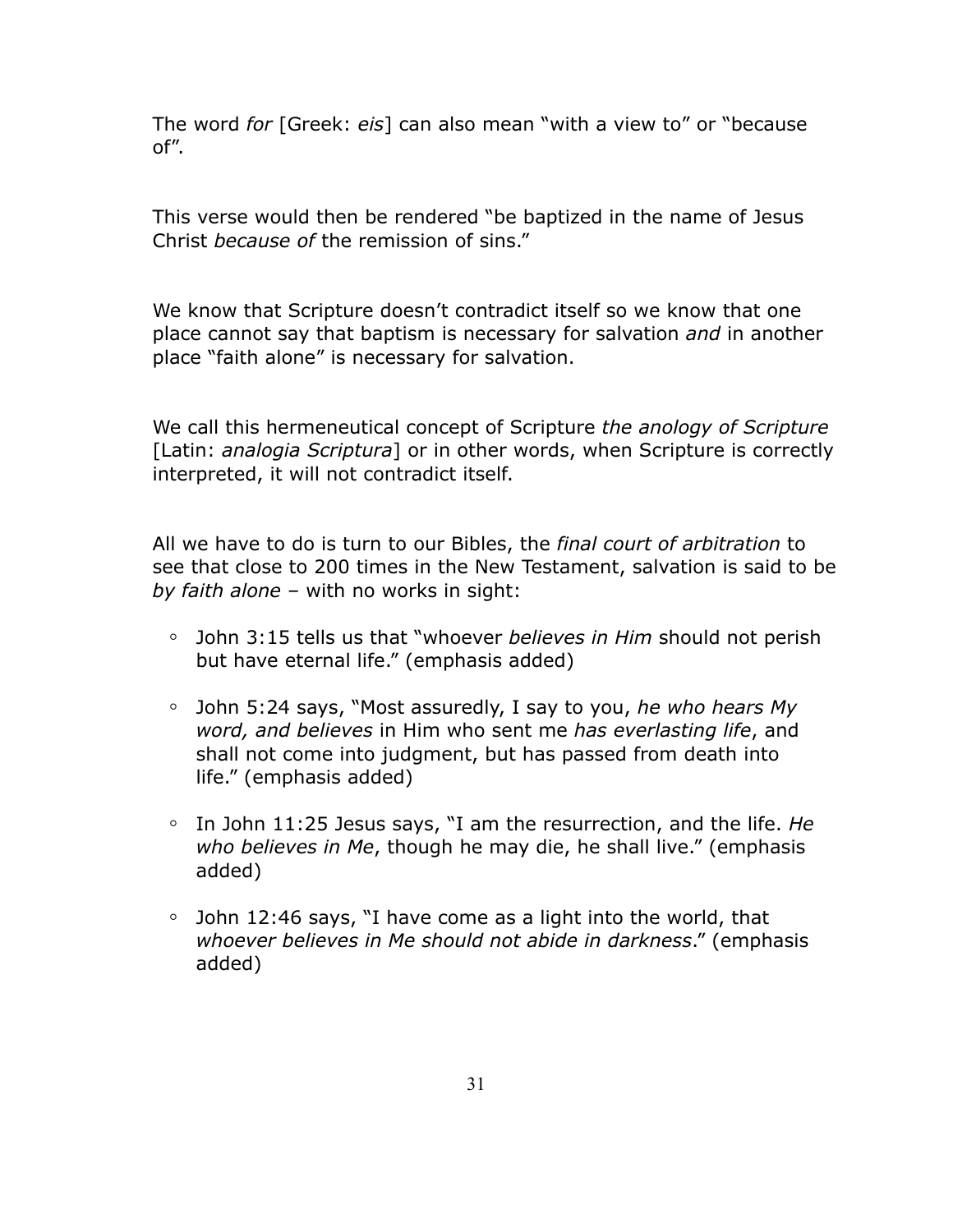The word *for* [Greek: *eis*] can also mean “with a view to” or “because of”.

This verse would then be rendered “be baptized in the name of Jesus Christ *because of* the remission of sins.”

We know that Scripture doesn’t contradict itself so we know that one place cannot say that baptism is necessary for salvation *and* in another place “faith alone” is necessary for salvation.

We call this hermeneutical concept of Scripture *the anology of Scripture* [Latin: *analogia Scriptura*] or in other words, when Scripture is correctly interpreted, it will not contradict itself.

All we have to do is turn to our Bibles, the *final court of arbitration* to see that close to 200 times in the New Testament, salvation is said to be *by faith alone* – with no works in sight:

- John 3:15 tells us that “whoever *believes in Him* should not perish but have eternal life.” (emphasis added)
- John 5:24 says, “Most assuredly, I say to you, *he who hears My word, and believes* in Him who sent me *has everlasting life*, and shall not come into judgment, but has passed from death into life.” (emphasis added)
- In John 11:25 Jesus says, “I am the resurrection, and the life. *He who believes in Me*, though he may die, he shall live.” (emphasis added)
- John 12:46 says, “I have come as a light into the world, that *whoever believes in Me should not abide in darkness*.” (emphasis added)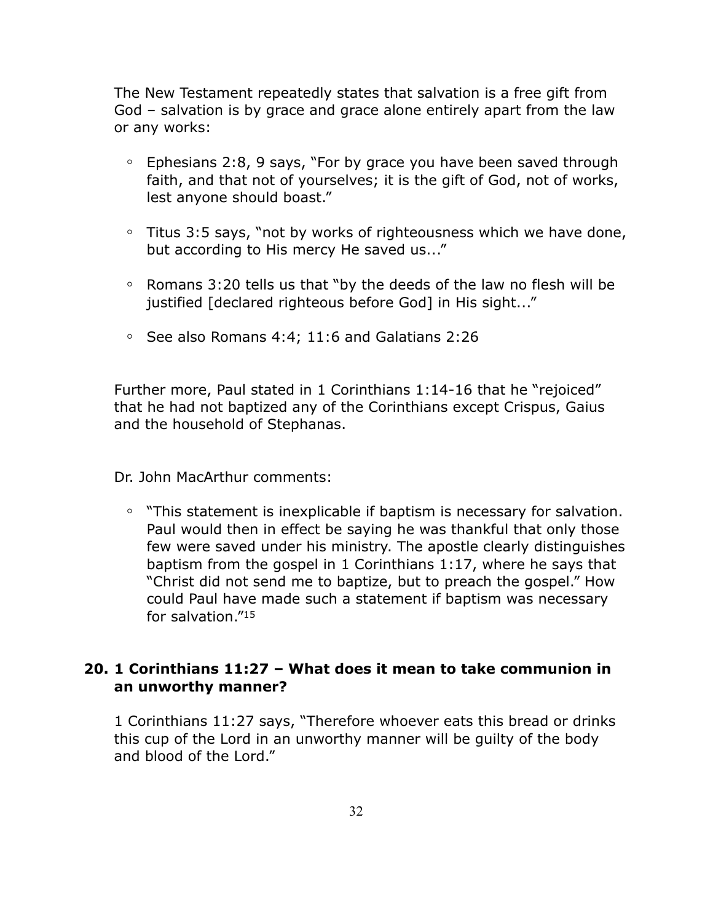The New Testament repeatedly states that salvation is a free gift from God – salvation is by grace and grace alone entirely apart from the law or any works:

- Ephesians 2:8, 9 says, "For by grace you have been saved through faith, and that not of yourselves; it is the gift of God, not of works, lest anyone should boast."

- Titus 3:5 says, "not by works of righteousness which we have done, but according to His mercy He saved us..."

- Romans 3:20 tells us that "by the deeds of the law no flesh will be justified [declared righteous before God] in His sight..."

- See also Romans 4:4; 11:6 and Galatians 2:26

Further more, Paul stated in 1 Corinthians 1:14-16 that he "rejoiced" that he had not baptized any of the Corinthians except Crispus, Gaius and the household of Stephanas.

Dr. John MacArthur comments:

- "This statement is inexplicable if baptism is necessary for salvation. Paul would then in effect be saying he was thankful that only those few were saved under his ministry. The apostle clearly distinguishes baptism from the gospel in 1 Corinthians 1:17, where he says that "Christ did not send me to baptize, but to preach the gospel." How could Paul have made such a statement if baptism was necessary for salvation."[15]

### 20. 1 Corinthians 11:27 – What does it mean to take communion in an unworthy manner?

1 Corinthians 11:27 says, "Therefore whoever eats this bread or drinks this cup of the Lord in an unworthy manner will be guilty of the body and blood of the Lord."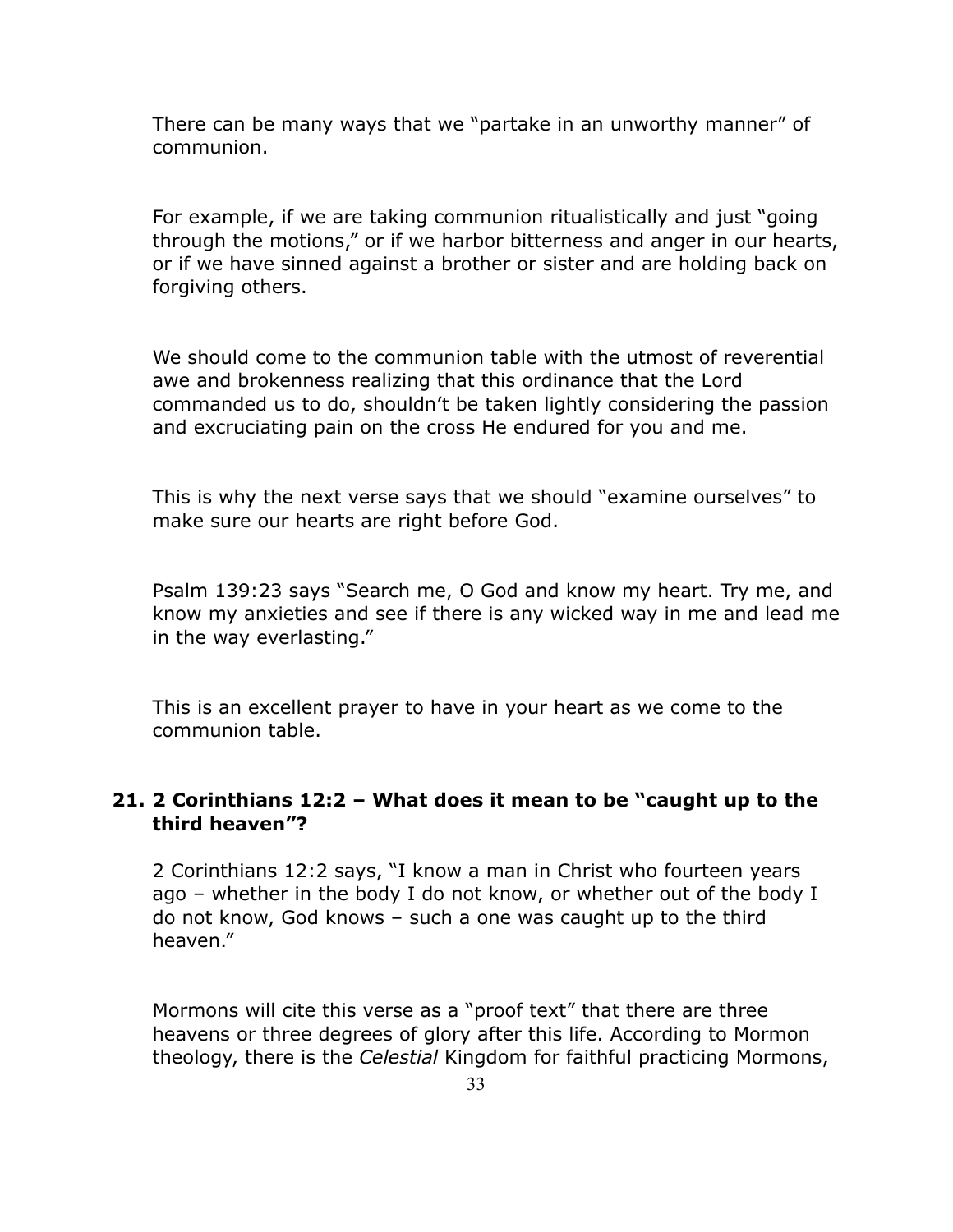There can be many ways that we "partake in an unworthy manner" of communion.

For example, if we are taking communion ritualistically and just "going through the motions," or if we harbor bitterness and anger in our hearts, or if we have sinned against a brother or sister and are holding back on forgiving others.

We should come to the communion table with the utmost of reverential awe and brokenness realizing that this ordinance that the Lord commanded us to do, shouldn't be taken lightly considering the passion and excruciating pain on the cross He endured for you and me.

This is why the next verse says that we should "examine ourselves" to make sure our hearts are right before God.

Psalm 139:23 says "Search me, O God and know my heart. Try me, and know my anxieties and see if there is any wicked way in me and lead me in the way everlasting."

This is an excellent prayer to have in your heart as we come to the communion table.

### 21. 2 Corinthians 12:2 – What does it mean to be "caught up to the third heaven"?

2 Corinthians 12:2 says, "I know a man in Christ who fourteen years ago – whether in the body I do not know, or whether out of the body I do not know, God knows – such a one was caught up to the third heaven."

Mormons will cite this verse as a "proof text" that there are three heavens or three degrees of glory after this life. According to Mormon theology, there is the *Celestial* Kingdom for faithful practicing Mormons,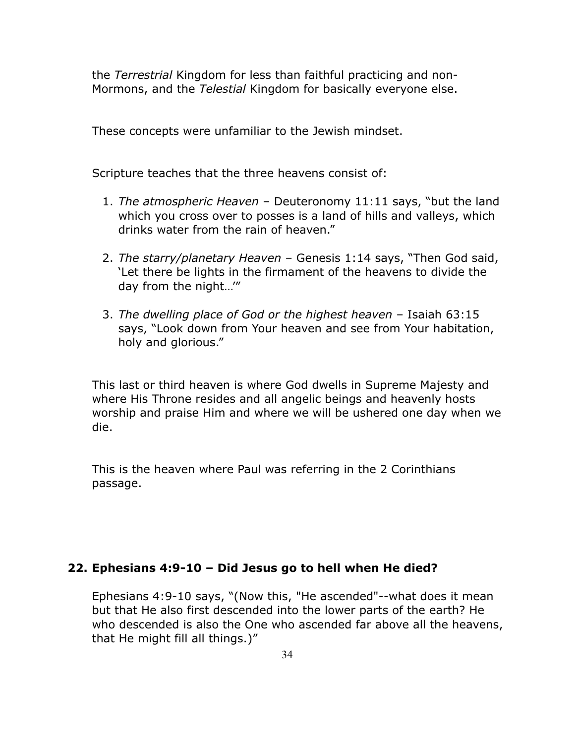the *Terrestrial* Kingdom for less than faithful practicing and non-Mormons, and the *Telestial* Kingdom for basically everyone else.

These concepts were unfamiliar to the Jewish mindset.

Scripture teaches that the three heavens consist of:

1. *The atmospheric Heaven* – Deuteronomy 11:11 says, "but the land which you cross over to posses is a land of hills and valleys, which drinks water from the rain of heaven."

2. *The starry/planetary Heaven* – Genesis 1:14 says, "Then God said, 'Let there be lights in the firmament of the heavens to divide the day from the night…'"

3. *The dwelling place of God or the highest heaven* – Isaiah 63:15 says, "Look down from Your heaven and see from Your habitation, holy and glorious."

This last or third heaven is where God dwells in Supreme Majesty and where His Throne resides and all angelic beings and heavenly hosts worship and praise Him and where we will be ushered one day when we die.

This is the heaven where Paul was referring in the 2 Corinthians passage.

### 22. Ephesians 4:9-10 – Did Jesus go to hell when He died?

Ephesians 4:9-10 says, "(Now this, "He ascended"--what does it mean but that He also first descended into the lower parts of the earth? He who descended is also the One who ascended far above all the heavens, that He might fill all things.)"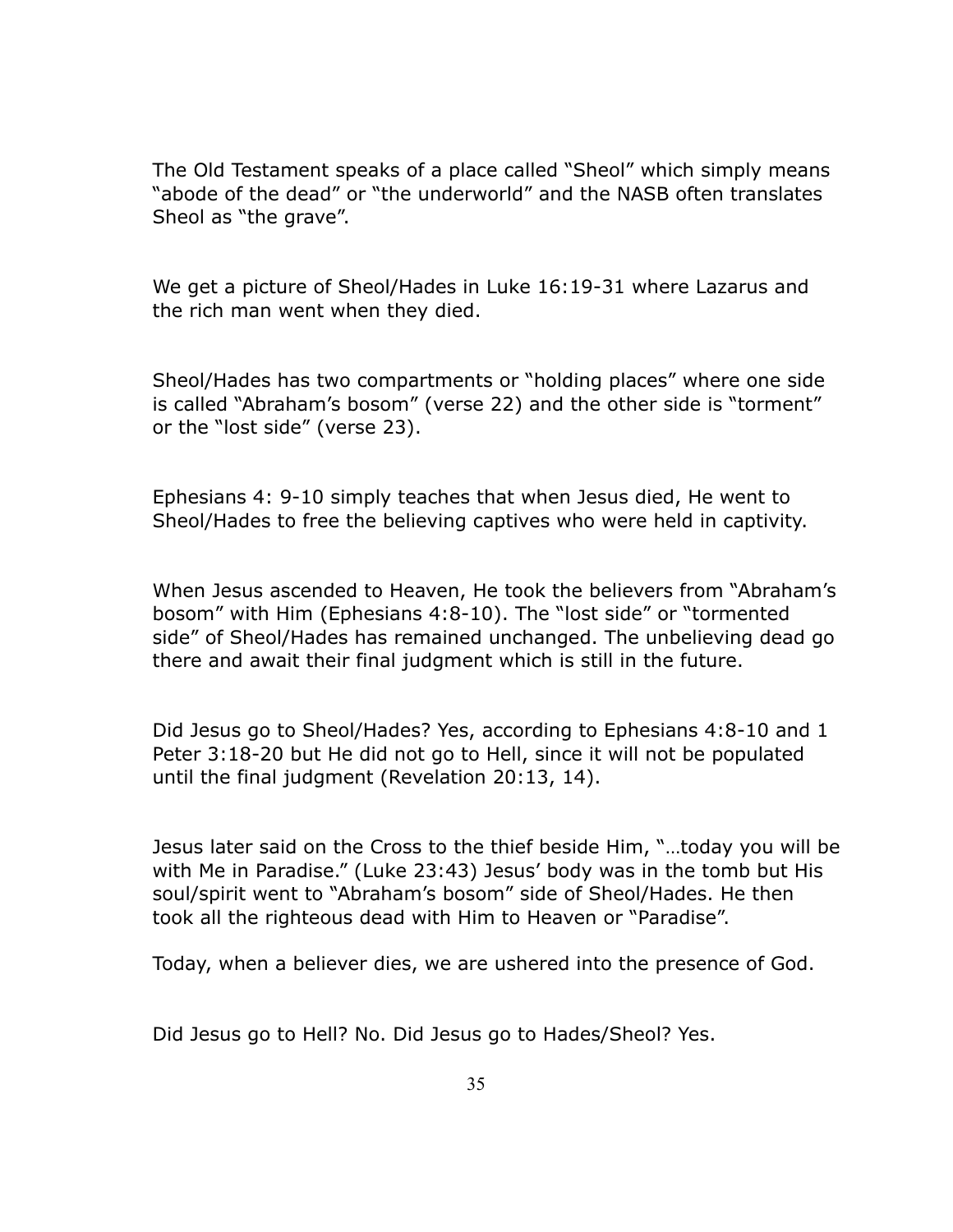The Old Testament speaks of a place called "Sheol" which simply means "abode of the dead" or "the underworld" and the NASB often translates Sheol as "the grave".

We get a picture of Sheol/Hades in Luke 16:19-31 where Lazarus and the rich man went when they died.

Sheol/Hades has two compartments or "holding places" where one side is called "Abraham's bosom" (verse 22) and the other side is "torment" or the "lost side" (verse 23).

Ephesians 4: 9-10 simply teaches that when Jesus died, He went to Sheol/Hades to free the believing captives who were held in captivity.

When Jesus ascended to Heaven, He took the believers from "Abraham's bosom" with Him (Ephesians 4:8-10). The "lost side" or "tormented side" of Sheol/Hades has remained unchanged. The unbelieving dead go there and await their final judgment which is still in the future.

Did Jesus go to Sheol/Hades? Yes, according to Ephesians 4:8-10 and 1 Peter 3:18-20 but He did not go to Hell, since it will not be populated until the final judgment (Revelation 20:13, 14).

Jesus later said on the Cross to the thief beside Him, "…today you will be with Me in Paradise." (Luke 23:43) Jesus' body was in the tomb but His soul/spirit went to "Abraham's bosom" side of Sheol/Hades. He then took all the righteous dead with Him to Heaven or "Paradise".

Today, when a believer dies, we are ushered into the presence of God.

Did Jesus go to Hell? No. Did Jesus go to Hades/Sheol? Yes.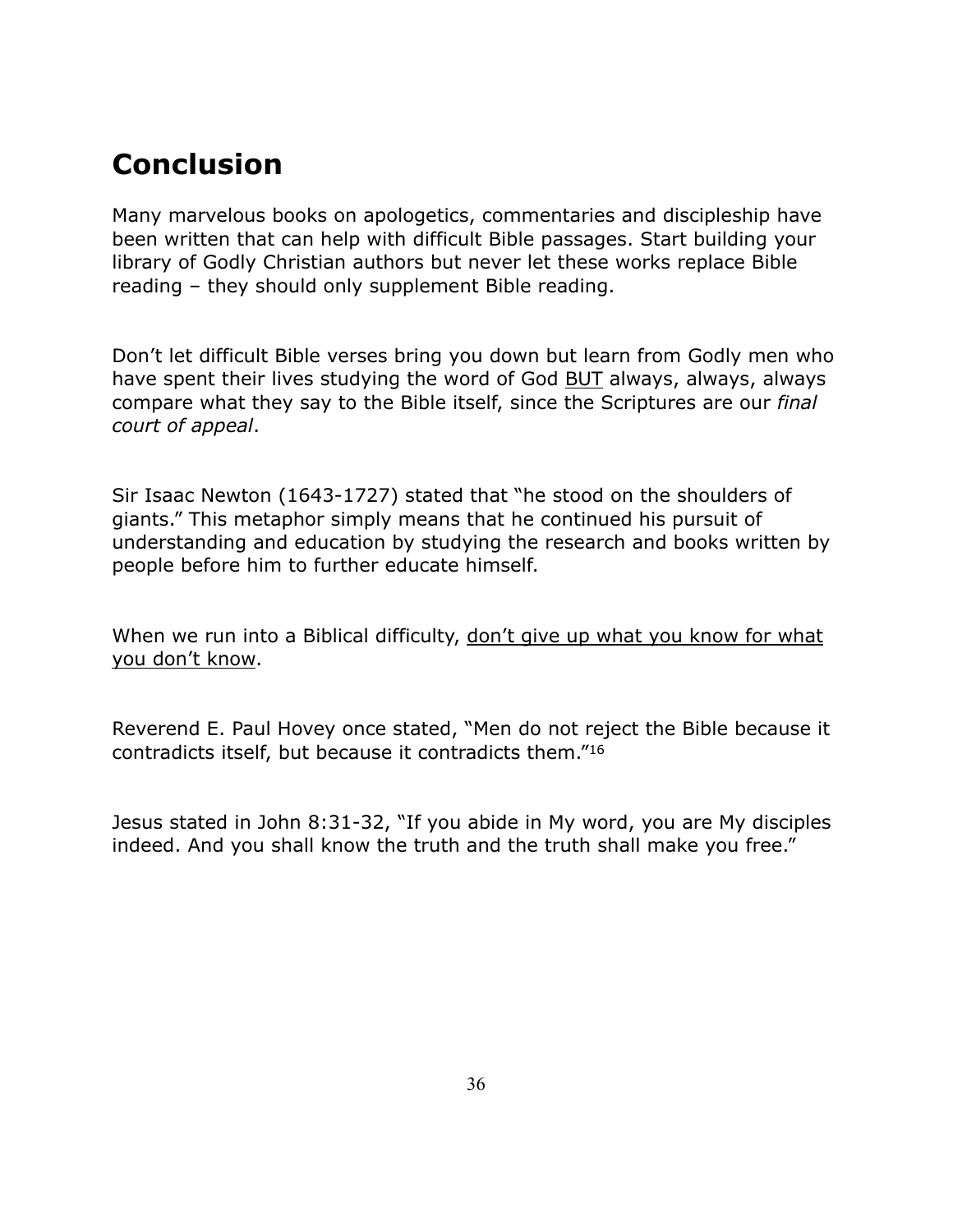## Conclusion

Many marvelous books on apologetics, commentaries and discipleship have been written that can help with difficult Bible passages. Start building your library of Godly Christian authors but never let these works replace Bible reading – they should only supplement Bible reading.

Don't let difficult Bible verses bring you down but learn from Godly men who have spent their lives studying the word of God <u>BUT</u> always, always, always compare what they say to the Bible itself, since the Scriptures are our *final court of appeal*.

Sir Isaac Newton (1643-1727) stated that "he stood on the shoulders of giants." This metaphor simply means that he continued his pursuit of understanding and education by studying the research and books written by people before him to further educate himself.

When we run into a Biblical difficulty, <u>don't give up what you know for what you don't know</u>.

Reverend E. Paul Hovey once stated, "Men do not reject the Bible because it contradicts itself, but because it contradicts them."[16]

Jesus stated in John 8:31-32, "If you abide in My word, you are My disciples indeed. And you shall know the truth and the truth shall make you free."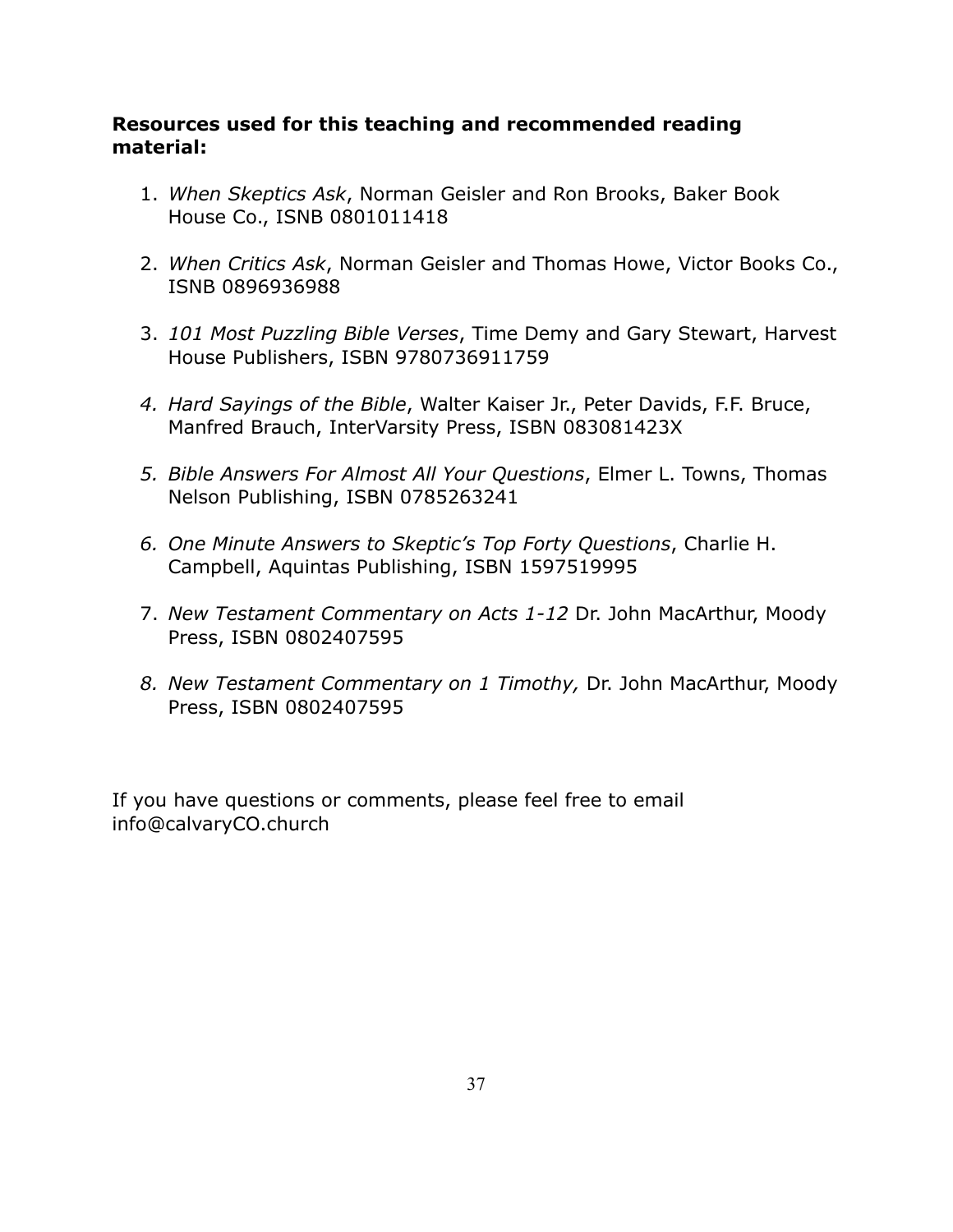**Resources used for this teaching and recommended reading material:**

1. *When Skeptics Ask*, Norman Geisler and Ron Brooks, Baker Book House Co., ISNB 0801011418

2. *When Critics Ask*, Norman Geisler and Thomas Howe, Victor Books Co., ISNB 0896936988

3. *101 Most Puzzling Bible Verses*, Time Demy and Gary Stewart, Harvest House Publishers, ISBN 9780736911759

4. *Hard Sayings of the Bible*, Walter Kaiser Jr., Peter Davids, F.F. Bruce, Manfred Brauch, InterVarsity Press, ISBN 083081423X

5. *Bible Answers For Almost All Your Questions*, Elmer L. Towns, Thomas Nelson Publishing, ISBN 0785263241

6. *One Minute Answers to Skeptic's Top Forty Questions*, Charlie H. Campbell, Aquintas Publishing, ISBN 1597519995

7. *New Testament Commentary on Acts 1-12* Dr. John MacArthur, Moody Press, ISBN 0802407595

8. *New Testament Commentary on 1 Timothy,* Dr. John MacArthur, Moody Press, ISBN 0802407595

If you have questions or comments, please feel free to email info@calvaryCO.church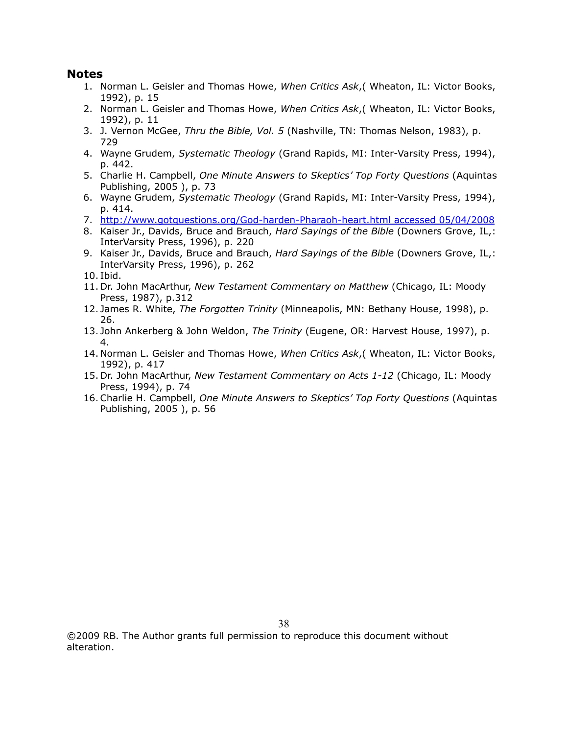## Notes

1. Norman L. Geisler and Thomas Howe, *When Critics Ask*,( Wheaton, IL: Victor Books, 1992), p. 15
2. Norman L. Geisler and Thomas Howe, *When Critics Ask*,( Wheaton, IL: Victor Books, 1992), p. 11
3. J. Vernon McGee, *Thru the Bible, Vol. 5* (Nashville, TN: Thomas Nelson, 1983), p. 729
4. Wayne Grudem, *Systematic Theology* (Grand Rapids, MI: Inter-Varsity Press, 1994), p. 442.
5. Charlie H. Campbell, *One Minute Answers to Skeptics' Top Forty Questions* (Aquintas Publishing, 2005 ), p. 73
6. Wayne Grudem, *Systematic Theology* (Grand Rapids, MI: Inter-Varsity Press, 1994), p. 414.
7. http://www.gotquestions.org/God-harden-Pharaoh-heart.html accessed 05/04/2008
8. Kaiser Jr., Davids, Bruce and Brauch, *Hard Sayings of the Bible* (Downers Grove, IL,: InterVarsity Press, 1996), p. 220
9. Kaiser Jr., Davids, Bruce and Brauch, *Hard Sayings of the Bible* (Downers Grove, IL,: InterVarsity Press, 1996), p. 262
10. Ibid.
11. Dr. John MacArthur, *New Testament Commentary on Matthew* (Chicago, IL: Moody Press, 1987), p.312
12. James R. White, *The Forgotten Trinity* (Minneapolis, MN: Bethany House, 1998), p. 26.
13. John Ankerberg & John Weldon, *The Trinity* (Eugene, OR: Harvest House, 1997), p. 4.
14. Norman L. Geisler and Thomas Howe, *When Critics Ask*,( Wheaton, IL: Victor Books, 1992), p. 417
15. Dr. John MacArthur, *New Testament Commentary on Acts 1-12* (Chicago, IL: Moody Press, 1994), p. 74
16. Charlie H. Campbell, *One Minute Answers to Skeptics' Top Forty Questions* (Aquintas Publishing, 2005 ), p. 56